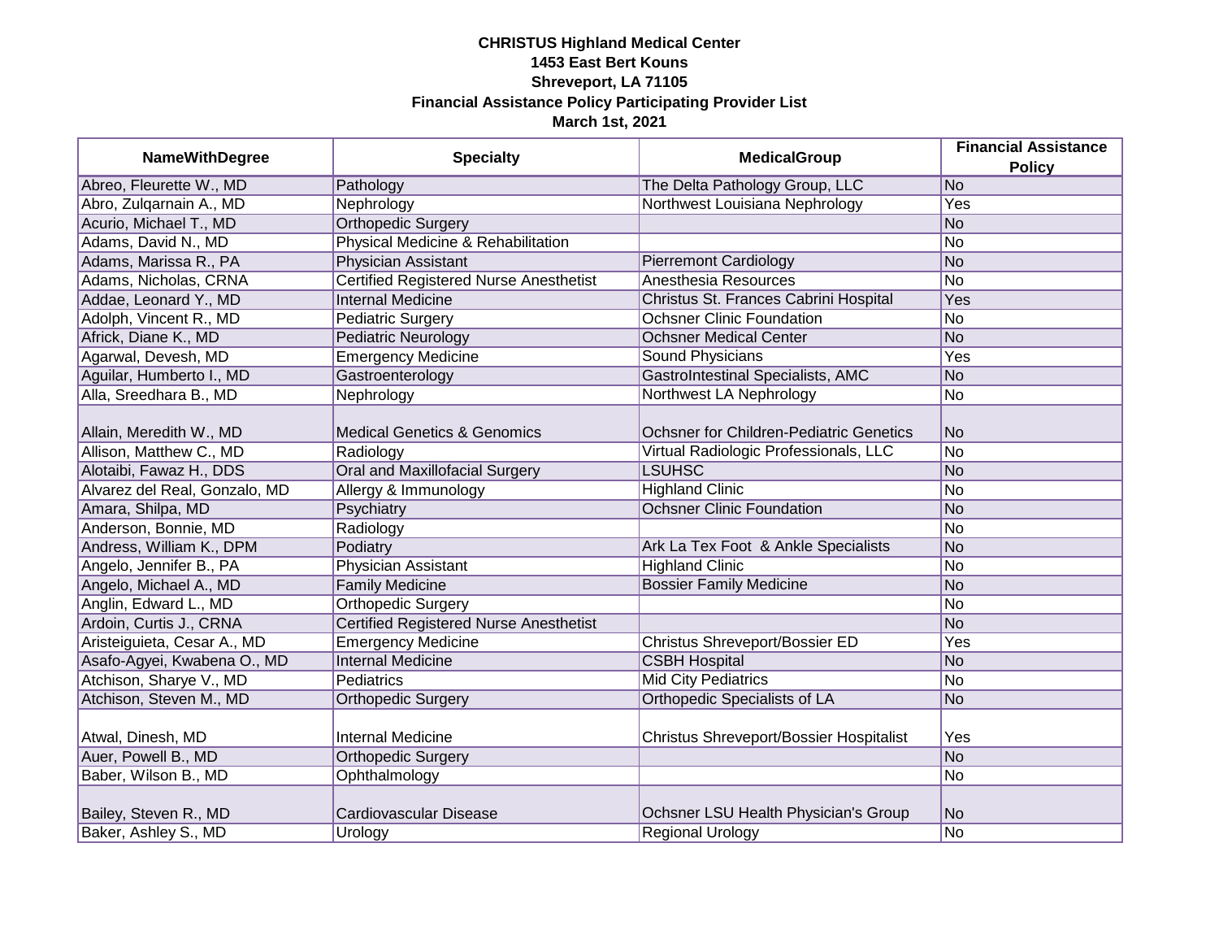**CHRISTUS Highland Medical Center**
**1453 East Bert Kouns**
**Shreveport, LA 71105**
**Financial Assistance Policy Participating Provider List**
**March 1st, 2021**

| NameWithDegree | Specialty | MedicalGroup | Financial Assistance Policy |
|---|---|---|---|
| Abreo, Fleurette W., MD | Pathology | The Delta Pathology Group, LLC | No |
| Abro, Zulqarnain A., MD | Nephrology | Northwest Louisiana Nephrology | Yes |
| Acurio, Michael T., MD | Orthopedic Surgery | | No |
| Adams, David N., MD | Physical Medicine & Rehabilitation | | No |
| Adams, Marissa R., PA | Physician Assistant | Pierremont Cardiology | No |
| Adams, Nicholas, CRNA | Certified Registered Nurse Anesthetist | Anesthesia Resources | No |
| Addae, Leonard Y., MD | Internal Medicine | Christus St. Frances Cabrini Hospital | Yes |
| Adolph, Vincent R., MD | Pediatric Surgery | Ochsner Clinic Foundation | No |
| Africk, Diane K., MD | Pediatric Neurology | Ochsner Medical Center | No |
| Agarwal, Devesh, MD | Emergency Medicine | Sound Physicians | Yes |
| Aguilar, Humberto I., MD | Gastroenterology | GastroIntestinal Specialists, AMC | No |
| Alla, Sreedhara B., MD | Nephrology | Northwest LA Nephrology | No |
| Allain, Meredith W., MD | Medical Genetics & Genomics | Ochsner for Children-Pediatric Genetics | No |
| Allison, Matthew C., MD | Radiology | Virtual Radiologic Professionals, LLC | No |
| Alotaibi, Fawaz H., DDS | Oral and Maxillofacial Surgery | LSUHSC | No |
| Alvarez del Real, Gonzalo, MD | Allergy & Immunology | Highland Clinic | No |
| Amara, Shilpa, MD | Psychiatry | Ochsner Clinic Foundation | No |
| Anderson, Bonnie, MD | Radiology | | No |
| Andress, William K., DPM | Podiatry | Ark La Tex Foot & Ankle Specialists | No |
| Angelo, Jennifer B., PA | Physician Assistant | Highland Clinic | No |
| Angelo, Michael A., MD | Family Medicine | Bossier Family Medicine | No |
| Anglin, Edward L., MD | Orthopedic Surgery | | No |
| Ardoin, Curtis J., CRNA | Certified Registered Nurse Anesthetist | | No |
| Aristeiguieta, Cesar A., MD | Emergency Medicine | Christus Shreveport/Bossier ED | Yes |
| Asafo-Agyei, Kwabena O., MD | Internal Medicine | CSBH Hospital | No |
| Atchison, Sharye V., MD | Pediatrics | Mid City Pediatrics | No |
| Atchison, Steven M., MD | Orthopedic Surgery | Orthopedic Specialists of LA | No |
| Atwal, Dinesh, MD | Internal Medicine | Christus Shreveport/Bossier Hospitalist | Yes |
| Auer, Powell B., MD | Orthopedic Surgery | | No |
| Baber, Wilson B., MD | Ophthalmology | | No |
| Bailey, Steven R., MD | Cardiovascular Disease | Ochsner LSU Health Physician's Group | No |
| Baker, Ashley S., MD | Urology | Regional Urology | No |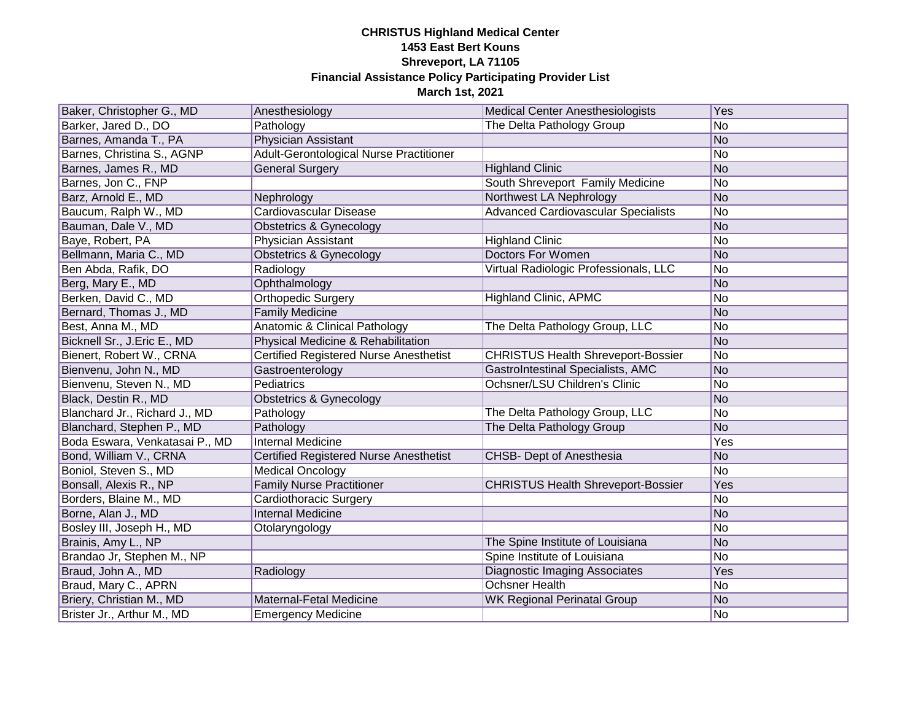**CHRISTUS Highland Medical Center**
**1453 East Bert Kouns**
**Shreveport, LA 71105**
**Financial Assistance Policy Participating Provider List**
**March 1st, 2021**

| | | | |
|---|---|---|---|
| Baker, Christopher G., MD | Anesthesiology | Medical Center Anesthesiologists | Yes |
| Barker, Jared D., DO | Pathology | The Delta Pathology Group | No |
| Barnes, Amanda T., PA | Physician Assistant | | No |
| Barnes, Christina S., AGNP | Adult-Gerontological Nurse Practitioner | | No |
| Barnes, James R., MD | General Surgery | Highland Clinic | No |
| Barnes, Jon C., FNP | | South Shreveport  Family Medicine | No |
| Barz, Arnold E., MD | Nephrology | Northwest LA Nephrology | No |
| Baucum, Ralph W., MD | Cardiovascular Disease | Advanced Cardiovascular Specialists | No |
| Bauman, Dale V., MD | Obstetrics & Gynecology | | No |
| Baye, Robert, PA | Physician Assistant | Highland Clinic | No |
| Bellmann, Maria C., MD | Obstetrics & Gynecology | Doctors For Women | No |
| Ben Abda, Rafik, DO | Radiology | Virtual Radiologic Professionals, LLC | No |
| Berg, Mary E., MD | Ophthalmology | | No |
| Berken, David C., MD | Orthopedic Surgery | Highland Clinic, APMC | No |
| Bernard, Thomas J., MD | Family Medicine | | No |
| Best, Anna M., MD | Anatomic & Clinical Pathology | The Delta Pathology Group, LLC | No |
| Bicknell Sr., J.Eric E., MD | Physical Medicine & Rehabilitation | | No |
| Bienert, Robert W., CRNA | Certified Registered Nurse Anesthetist | CHRISTUS Health Shreveport-Bossier | No |
| Bienvenu, John N., MD | Gastroenterology | GastroIntestinal Specialists, AMC | No |
| Bienvenu, Steven N., MD | Pediatrics | Ochsner/LSU Children's Clinic | No |
| Black, Destin R., MD | Obstetrics & Gynecology | | No |
| Blanchard Jr., Richard J., MD | Pathology | The Delta Pathology Group, LLC | No |
| Blanchard, Stephen P., MD | Pathology | The Delta Pathology Group | No |
| Boda Eswara, Venkatasai P., MD | Internal Medicine | | Yes |
| Bond, William V., CRNA | Certified Registered Nurse Anesthetist | CHSB- Dept of Anesthesia | No |
| Boniol, Steven S., MD | Medical Oncology | | No |
| Bonsall, Alexis R., NP | Family Nurse Practitioner | CHRISTUS Health Shreveport-Bossier | Yes |
| Borders, Blaine M., MD | Cardiothoracic Surgery | | No |
| Borne, Alan J., MD | Internal Medicine | | No |
| Bosley III, Joseph H., MD | Otolaryngology | | No |
| Brainis, Amy L., NP | | The Spine Institute of Louisiana | No |
| Brandao Jr, Stephen M., NP | | Spine Institute of Louisiana | No |
| Braud, John A., MD | Radiology | Diagnostic Imaging Associates | Yes |
| Braud, Mary C., APRN | | Ochsner Health | No |
| Briery, Christian M., MD | Maternal-Fetal Medicine | WK Regional Perinatal Group | No |
| Brister Jr., Arthur M., MD | Emergency Medicine | | No |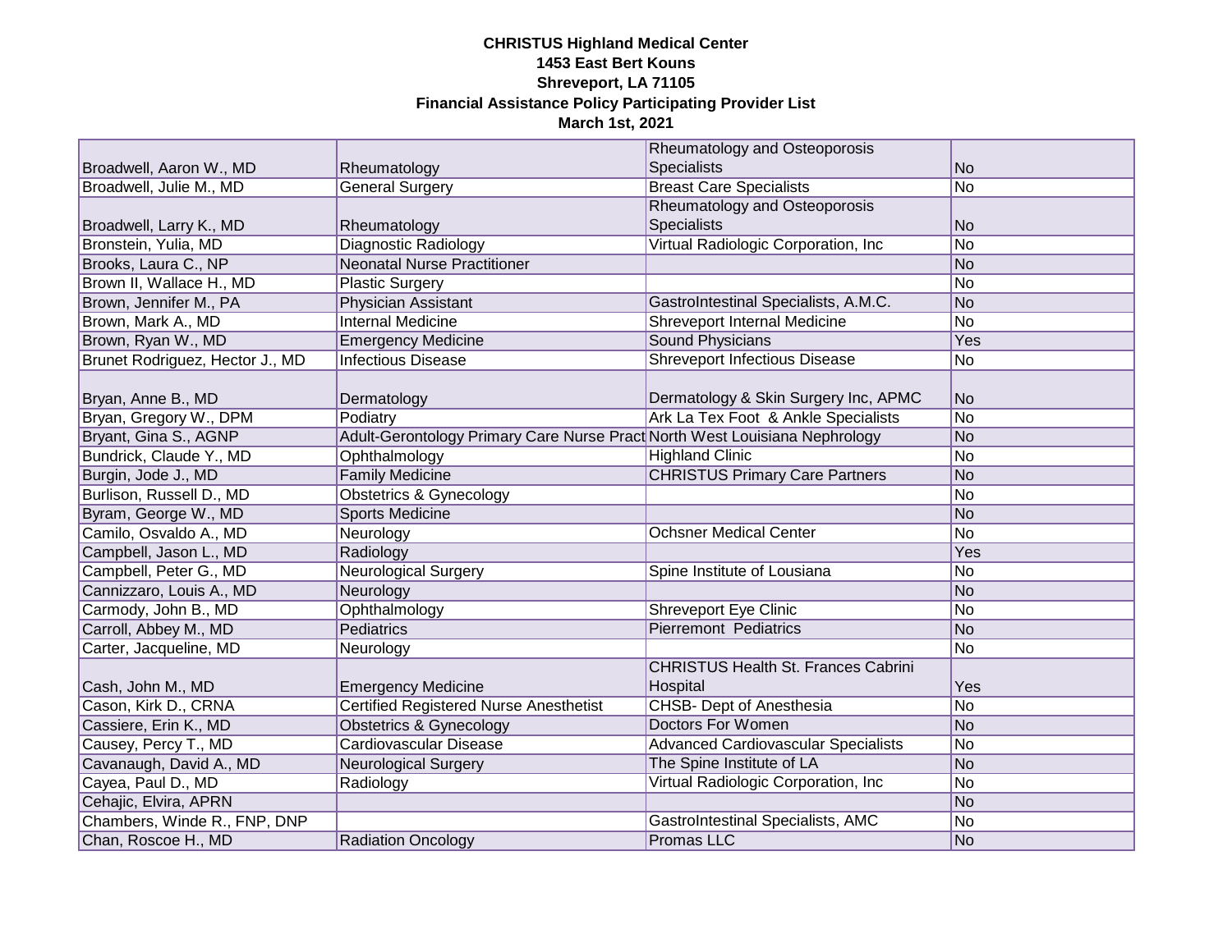**CHRISTUS Highland Medical Center**
**1453 East Bert Kouns**
**Shreveport, LA 71105**
**Financial Assistance Policy Participating Provider List**
**March 1st, 2021**

| | | | |
|---|---|---|---|
| Broadwell, Aaron W., MD | Rheumatology | Rheumatology and Osteoporosis Specialists | No |
| Broadwell, Julie M., MD | General Surgery | Breast Care Specialists | No |
| Broadwell, Larry K., MD | Rheumatology | Rheumatology and Osteoporosis Specialists | No |
| Bronstein, Yulia, MD | Diagnostic Radiology | Virtual Radiologic Corporation, Inc | No |
| Brooks, Laura C., NP | Neonatal Nurse Practitioner | | No |
| Brown II, Wallace H., MD | Plastic Surgery | | No |
| Brown, Jennifer M., PA | Physician Assistant | GastroIntestinal Specialists, A.M.C. | No |
| Brown, Mark A., MD | Internal Medicine | Shreveport Internal Medicine | No |
| Brown, Ryan W., MD | Emergency Medicine | Sound Physicians | Yes |
| Brunet Rodriguez, Hector J., MD | Infectious Disease | Shreveport Infectious Disease | No |
| Bryan, Anne B., MD | Dermatology | Dermatology & Skin Surgery Inc, APMC | No |
| Bryan, Gregory W., DPM | Podiatry | Ark La Tex Foot & Ankle Specialists | No |
| Bryant, Gina S., AGNP | Adult-Gerontology Primary Care Nurse Pract | North West Louisiana Nephrology | No |
| Bundrick, Claude Y., MD | Ophthalmology | Highland Clinic | No |
| Burgin, Jode J., MD | Family Medicine | CHRISTUS Primary Care Partners | No |
| Burlison, Russell D., MD | Obstetrics & Gynecology | | No |
| Byram, George W., MD | Sports Medicine | | No |
| Camilo, Osvaldo A., MD | Neurology | Ochsner Medical Center | No |
| Campbell, Jason L., MD | Radiology | | Yes |
| Campbell, Peter G., MD | Neurological Surgery | Spine Institute of Lousiana | No |
| Cannizzaro, Louis A., MD | Neurology | | No |
| Carmody, John B., MD | Ophthalmology | Shreveport Eye Clinic | No |
| Carroll, Abbey M., MD | Pediatrics | Pierremont Pediatrics | No |
| Carter, Jacqueline, MD | Neurology | | No |
| Cash, John M., MD | Emergency Medicine | CHRISTUS Health St. Frances Cabrini Hospital | Yes |
| Cason, Kirk D., CRNA | Certified Registered Nurse Anesthetist | CHSB- Dept of Anesthesia | No |
| Cassiere, Erin K., MD | Obstetrics & Gynecology | Doctors For Women | No |
| Causey, Percy T., MD | Cardiovascular Disease | Advanced Cardiovascular Specialists | No |
| Cavanaugh, David A., MD | Neurological Surgery | The Spine Institute of LA | No |
| Cayea, Paul D., MD | Radiology | Virtual Radiologic Corporation, Inc | No |
| Cehajic, Elvira, APRN | | | No |
| Chambers, Winde R., FNP, DNP | | GastroIntestinal Specialists, AMC | No |
| Chan, Roscoe H., MD | Radiation Oncology | Promas LLC | No |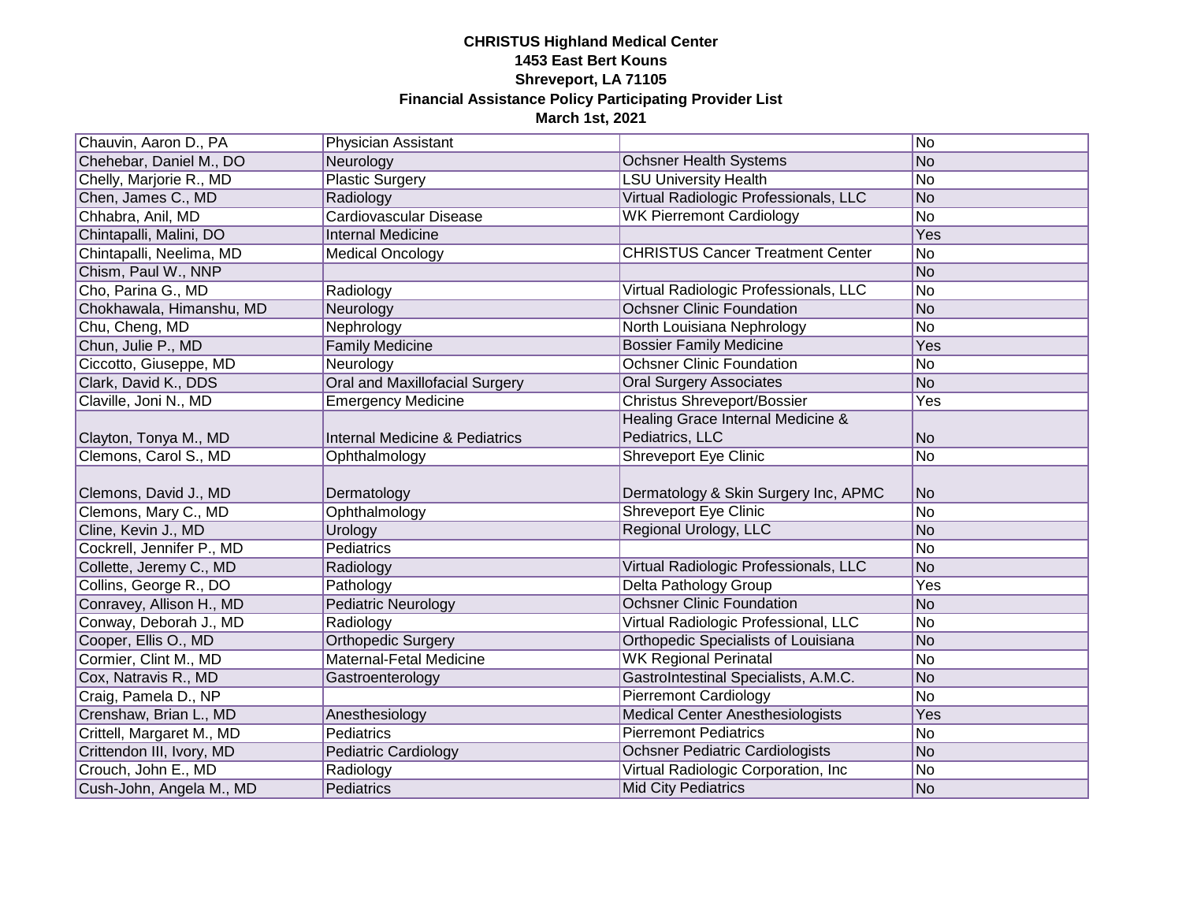**CHRISTUS Highland Medical Center**
**1453 East Bert Kouns**
**Shreveport, LA 71105**
**Financial Assistance Policy Participating Provider List**
**March 1st, 2021**

| | | | |
|---|---|---|---|
| Chauvin, Aaron D., PA | Physician Assistant | | No |
| Chehebar, Daniel M., DO | Neurology | Ochsner Health Systems | No |
| Chelly, Marjorie R., MD | Plastic Surgery | LSU University Health | No |
| Chen, James C., MD | Radiology | Virtual Radiologic Professionals, LLC | No |
| Chhabra, Anil, MD | Cardiovascular Disease | WK Pierremont Cardiology | No |
| Chintapalli, Malini, DO | Internal Medicine | | Yes |
| Chintapalli, Neelima, MD | Medical Oncology | CHRISTUS Cancer Treatment Center | No |
| Chism, Paul W., NNP | | | No |
| Cho, Parina G., MD | Radiology | Virtual Radiologic Professionals, LLC | No |
| Chokhawala, Himanshu, MD | Neurology | Ochsner Clinic Foundation | No |
| Chu, Cheng, MD | Nephrology | North Louisiana Nephrology | No |
| Chun, Julie P., MD | Family Medicine | Bossier Family Medicine | Yes |
| Ciccotto, Giuseppe, MD | Neurology | Ochsner Clinic Foundation | No |
| Clark, David K., DDS | Oral and Maxillofacial Surgery | Oral Surgery Associates | No |
| Claville, Joni N., MD | Emergency Medicine | Christus Shreveport/Bossier | Yes |
| Clayton, Tonya M., MD | Internal Medicine & Pediatrics | Healing Grace Internal Medicine & Pediatrics, LLC | No |
| Clemons, Carol S., MD | Ophthalmology | Shreveport Eye Clinic | No |
| Clemons, David J., MD | Dermatology | Dermatology & Skin Surgery Inc, APMC | No |
| Clemons, Mary C., MD | Ophthalmology | Shreveport Eye Clinic | No |
| Cline, Kevin J., MD | Urology | Regional Urology, LLC | No |
| Cockrell, Jennifer P., MD | Pediatrics | | No |
| Collette, Jeremy C., MD | Radiology | Virtual Radiologic Professionals, LLC | No |
| Collins, George R., DO | Pathology | Delta Pathology Group | Yes |
| Conravey, Allison H., MD | Pediatric Neurology | Ochsner Clinic Foundation | No |
| Conway, Deborah J., MD | Radiology | Virtual Radiologic Professional, LLC | No |
| Cooper, Ellis O., MD | Orthopedic Surgery | Orthopedic Specialists of Louisiana | No |
| Cormier, Clint M., MD | Maternal-Fetal Medicine | WK Regional Perinatal | No |
| Cox, Natravis R., MD | Gastroenterology | GastroIntestinal Specialists, A.M.C. | No |
| Craig, Pamela D., NP | | Pierremont Cardiology | No |
| Crenshaw, Brian L., MD | Anesthesiology | Medical Center Anesthesiologists | Yes |
| Crittell, Margaret M., MD | Pediatrics | Pierremont Pediatrics | No |
| Crittendon III, Ivory, MD | Pediatric Cardiology | Ochsner Pediatric Cardiologists | No |
| Crouch, John E., MD | Radiology | Virtual Radiologic Corporation, Inc | No |
| Cush-John, Angela M., MD | Pediatrics | Mid City Pediatrics | No |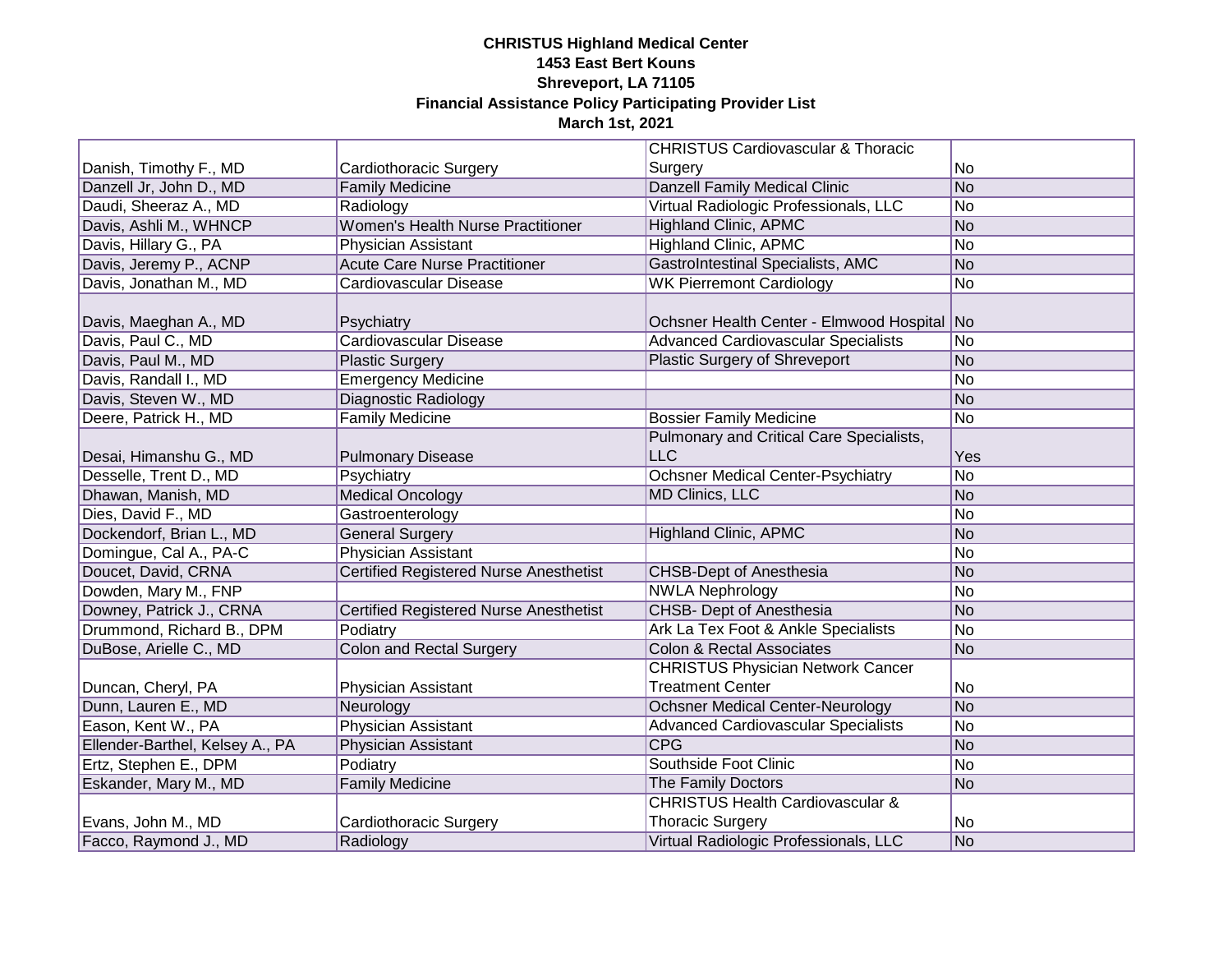**CHRISTUS Highland Medical Center**
**1453 East Bert Kouns**
**Shreveport, LA 71105**
**Financial Assistance Policy Participating Provider List**
**March 1st, 2021**

| | | | |
|---|---|---|---|
| Danish, Timothy F., MD | Cardiothoracic Surgery | CHRISTUS Cardiovascular & Thoracic Surgery | No |
| Danzell Jr, John D., MD | Family Medicine | Danzell Family Medical Clinic | No |
| Daudi, Sheeraz A., MD | Radiology | Virtual Radiologic Professionals, LLC | No |
| Davis, Ashli M., WHNCP | Women's Health Nurse Practitioner | Highland Clinic, APMC | No |
| Davis, Hillary G., PA | Physician Assistant | Highland Clinic, APMC | No |
| Davis, Jeremy P., ACNP | Acute Care Nurse Practitioner | GastroIntestinal Specialists, AMC | No |
| Davis, Jonathan M., MD | Cardiovascular Disease | WK Pierremont Cardiology | No |
| Davis, Maeghan A., MD | Psychiatry | Ochsner Health Center - Elmwood Hospital | No |
| Davis, Paul C., MD | Cardiovascular Disease | Advanced Cardiovascular Specialists | No |
| Davis, Paul M., MD | Plastic Surgery | Plastic Surgery of Shreveport | No |
| Davis, Randall I., MD | Emergency Medicine | | No |
| Davis, Steven W., MD | Diagnostic Radiology | | No |
| Deere, Patrick H., MD | Family Medicine | Bossier Family Medicine | No |
| Desai, Himanshu G., MD | Pulmonary Disease | Pulmonary and Critical Care Specialists, LLC | Yes |
| Desselle, Trent D., MD | Psychiatry | Ochsner Medical Center-Psychiatry | No |
| Dhawan, Manish, MD | Medical Oncology | MD Clinics, LLC | No |
| Dies, David F., MD | Gastroenterology | | No |
| Dockendorf, Brian L., MD | General Surgery | Highland Clinic, APMC | No |
| Domingue, Cal A., PA-C | Physician Assistant | | No |
| Doucet, David, CRNA | Certified Registered Nurse Anesthetist | CHSB-Dept of Anesthesia | No |
| Dowden, Mary M., FNP | | NWLA Nephrology | No |
| Downey, Patrick J., CRNA | Certified Registered Nurse Anesthetist | CHSB- Dept of Anesthesia | No |
| Drummond, Richard B., DPM | Podiatry | Ark La Tex Foot & Ankle Specialists | No |
| DuBose, Arielle C., MD | Colon and Rectal Surgery | Colon & Rectal Associates | No |
| Duncan, Cheryl, PA | Physician Assistant | CHRISTUS Physician Network Cancer Treatment Center | No |
| Dunn, Lauren E., MD | Neurology | Ochsner Medical Center-Neurology | No |
| Eason, Kent W., PA | Physician Assistant | Advanced Cardiovascular Specialists | No |
| Ellender-Barthel, Kelsey A., PA | Physician Assistant | CPG | No |
| Ertz, Stephen E., DPM | Podiatry | Southside Foot Clinic | No |
| Eskander, Mary M., MD | Family Medicine | The Family Doctors | No |
| Evans, John M., MD | Cardiothoracic Surgery | CHRISTUS Health Cardiovascular & Thoracic Surgery | No |
| Facco, Raymond J., MD | Radiology | Virtual Radiologic Professionals, LLC | No |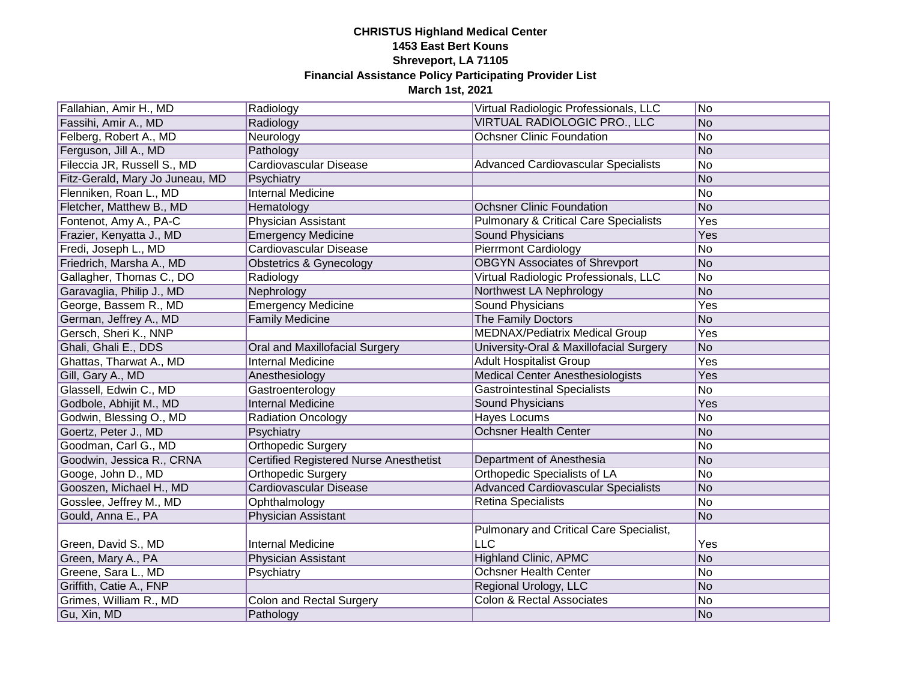**CHRISTUS Highland Medical Center**
**1453 East Bert Kouns**
**Shreveport, LA 71105**
**Financial Assistance Policy Participating Provider List**
**March 1st, 2021**

| | | | |
|---|---|---|---|
| Fallahian, Amir H., MD | Radiology | Virtual Radiologic Professionals, LLC | No |
| Fassihi, Amir A., MD | Radiology | VIRTUAL RADIOLOGIC PRO., LLC | No |
| Felberg, Robert A., MD | Neurology | Ochsner Clinic Foundation | No |
| Ferguson, Jill A., MD | Pathology | | No |
| Fileccia JR, Russell S., MD | Cardiovascular Disease | Advanced Cardiovascular Specialists | No |
| Fitz-Gerald, Mary Jo Juneau, MD | Psychiatry | | No |
| Flenniken, Roan L., MD | Internal Medicine | | No |
| Fletcher, Matthew B., MD | Hematology | Ochsner Clinic Foundation | No |
| Fontenot, Amy A., PA-C | Physician Assistant | Pulmonary & Critical Care Specialists | Yes |
| Frazier, Kenyatta J., MD | Emergency Medicine | Sound Physicians | Yes |
| Fredi, Joseph L., MD | Cardiovascular Disease | Pierrmont Cardiology | No |
| Friedrich, Marsha A., MD | Obstetrics & Gynecology | OBGYN Associates of Shrevport | No |
| Gallagher, Thomas C., DO | Radiology | Virtual Radiologic Professionals, LLC | No |
| Garavaglia, Philip J., MD | Nephrology | Northwest LA Nephrology | No |
| George, Bassem R., MD | Emergency Medicine | Sound Physicians | Yes |
| German, Jeffrey A., MD | Family Medicine | The Family Doctors | No |
| Gersch, Sheri K., NNP | | MEDNAX/Pediatrix Medical Group | Yes |
| Ghali, Ghali E., DDS | Oral and Maxillofacial Surgery | University-Oral & Maxillofacial Surgery | No |
| Ghattas, Tharwat A., MD | Internal Medicine | Adult Hospitalist Group | Yes |
| Gill, Gary A., MD | Anesthesiology | Medical Center Anesthesiologists | Yes |
| Glassell, Edwin C., MD | Gastroenterology | Gastrointestinal Specialists | No |
| Godbole, Abhijit M., MD | Internal Medicine | Sound Physicians | Yes |
| Godwin, Blessing O., MD | Radiation Oncology | Hayes Locums | No |
| Goertz, Peter J., MD | Psychiatry | Ochsner Health Center | No |
| Goodman, Carl G., MD | Orthopedic Surgery | | No |
| Goodwin, Jessica R., CRNA | Certified Registered Nurse Anesthetist | Department of Anesthesia | No |
| Googe, John D., MD | Orthopedic Surgery | Orthopedic Specialists of LA | No |
| Gooszen, Michael H., MD | Cardiovascular Disease | Advanced Cardiovascular Specialists | No |
| Gosslee, Jeffrey M., MD | Ophthalmology | Retina Specialists | No |
| Gould, Anna E., PA | Physician Assistant | | No |
| Green, David S., MD | Internal Medicine | Pulmonary and Critical Care Specialist, LLC | Yes |
| Green, Mary A., PA | Physician Assistant | Highland Clinic, APMC | No |
| Greene, Sara L., MD | Psychiatry | Ochsner Health Center | No |
| Griffith, Catie A., FNP | | Regional Urology, LLC | No |
| Grimes, William R., MD | Colon and Rectal Surgery | Colon & Rectal Associates | No |
| Gu, Xin, MD | Pathology | | No |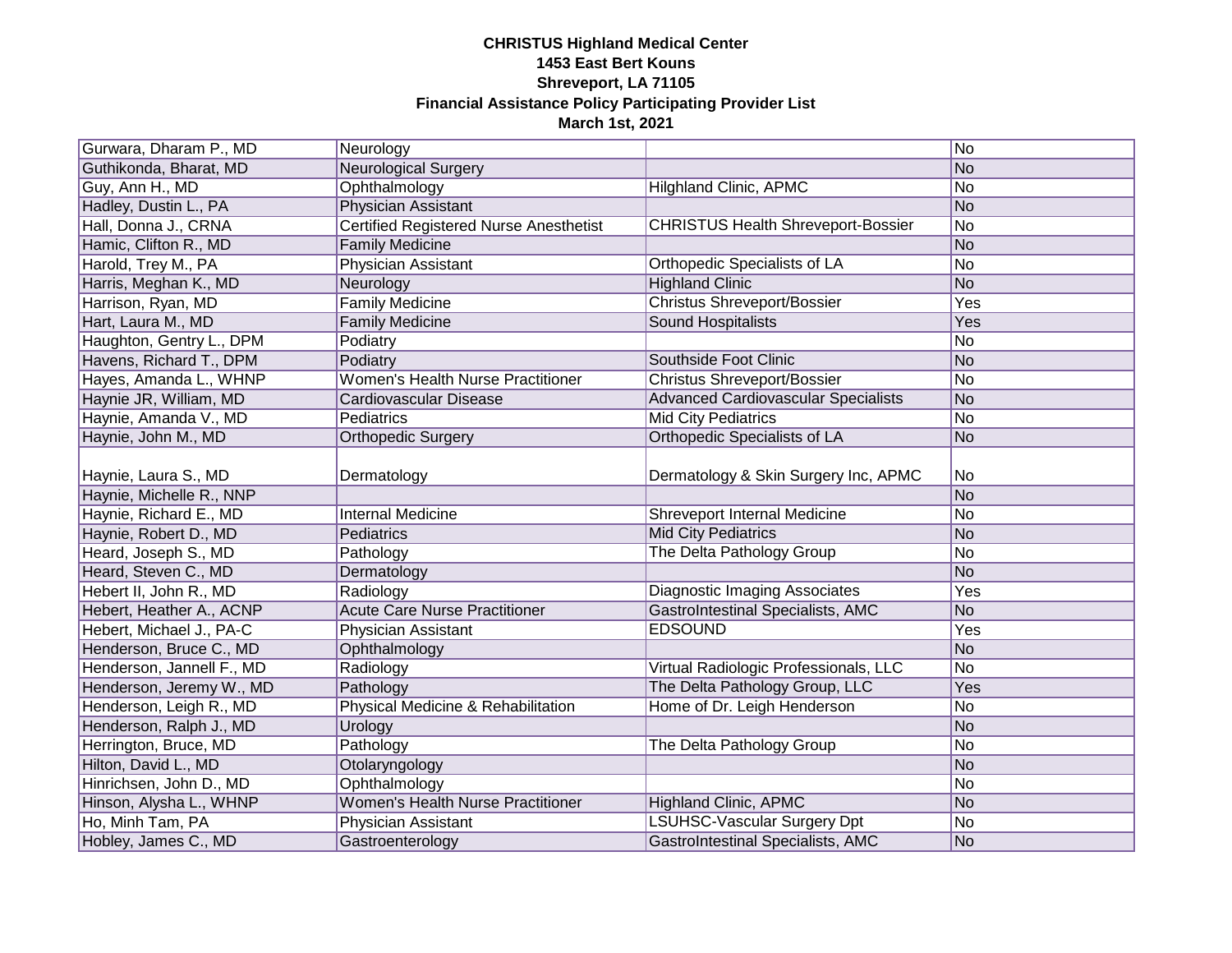**CHRISTUS Highland Medical Center**
**1453 East Bert Kouns**
**Shreveport, LA 71105**
**Financial Assistance Policy Participating Provider List**
**March 1st, 2021**

| | | | |
|---|---|---|---|
| Gurwara, Dharam P., MD | Neurology | | No |
| Guthikonda, Bharat, MD | Neurological Surgery | | No |
| Guy, Ann H., MD | Ophthalmology | Hilghland Clinic, APMC | No |
| Hadley, Dustin L., PA | Physician Assistant | | No |
| Hall, Donna J., CRNA | Certified Registered Nurse Anesthetist | CHRISTUS Health Shreveport-Bossier | No |
| Hamic, Clifton R., MD | Family Medicine | | No |
| Harold, Trey M., PA | Physician Assistant | Orthopedic Specialists of LA | No |
| Harris, Meghan K., MD | Neurology | Highland Clinic | No |
| Harrison, Ryan, MD | Family Medicine | Christus Shreveport/Bossier | Yes |
| Hart, Laura M., MD | Family Medicine | Sound Hospitalists | Yes |
| Haughton, Gentry L., DPM | Podiatry | | No |
| Havens, Richard T., DPM | Podiatry | Southside Foot Clinic | No |
| Hayes, Amanda L., WHNP | Women's Health Nurse Practitioner | Christus Shreveport/Bossier | No |
| Haynie JR, William, MD | Cardiovascular Disease | Advanced Cardiovascular Specialists | No |
| Haynie, Amanda V., MD | Pediatrics | Mid City Pediatrics | No |
| Haynie, John M., MD | Orthopedic Surgery | Orthopedic Specialists of LA | No |
| Haynie, Laura S., MD | Dermatology | Dermatology & Skin Surgery Inc, APMC | No |
| Haynie, Michelle R., NNP | | | No |
| Haynie, Richard E., MD | Internal Medicine | Shreveport Internal Medicine | No |
| Haynie, Robert D., MD | Pediatrics | Mid City Pediatrics | No |
| Heard, Joseph S., MD | Pathology | The Delta Pathology Group | No |
| Heard, Steven C., MD | Dermatology | | No |
| Hebert II, John R., MD | Radiology | Diagnostic Imaging Associates | Yes |
| Hebert, Heather A., ACNP | Acute Care Nurse Practitioner | GastroIntestinal Specialists, AMC | No |
| Hebert, Michael J., PA-C | Physician Assistant | EDSOUND | Yes |
| Henderson, Bruce C., MD | Ophthalmology | | No |
| Henderson, Jannell F., MD | Radiology | Virtual Radiologic Professionals, LLC | No |
| Henderson, Jeremy W., MD | Pathology | The Delta Pathology Group, LLC | Yes |
| Henderson, Leigh R., MD | Physical Medicine & Rehabilitation | Home of Dr. Leigh Henderson | No |
| Henderson, Ralph J., MD | Urology | | No |
| Herrington, Bruce, MD | Pathology | The Delta Pathology Group | No |
| Hilton, David L., MD | Otolaryngology | | No |
| Hinrichsen, John D., MD | Ophthalmology | | No |
| Hinson, Alysha L., WHNP | Women's Health Nurse Practitioner | Highland Clinic, APMC | No |
| Ho, Minh Tam, PA | Physician Assistant | LSUHSC-Vascular Surgery Dpt | No |
| Hobley, James C., MD | Gastroenterology | GastroIntestinal Specialists, AMC | No |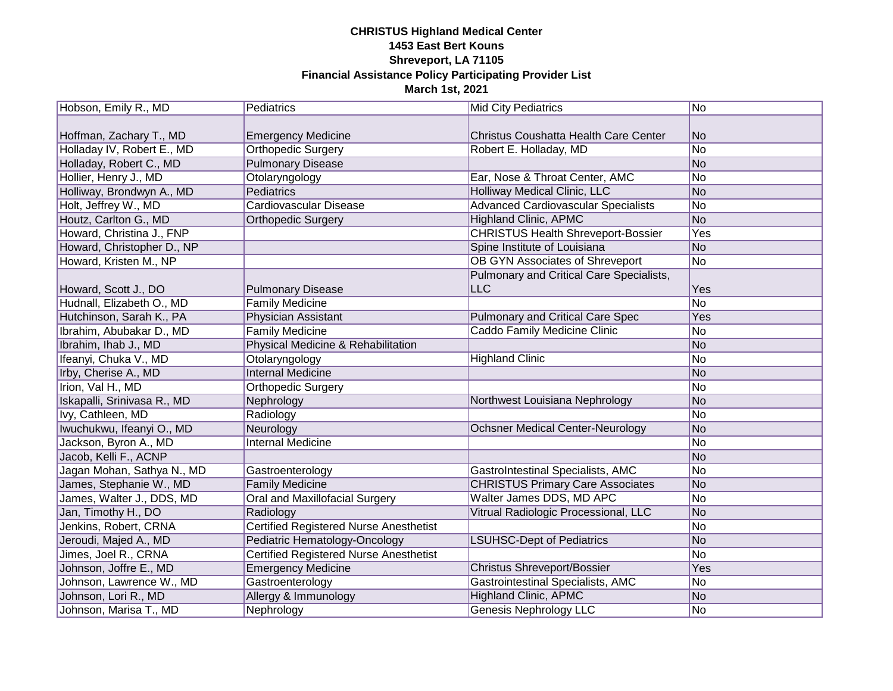**CHRISTUS Highland Medical Center**
**1453 East Bert Kouns**
**Shreveport, LA 71105**
**Financial Assistance Policy Participating Provider List**
**March 1st, 2021**

| | | | |
|---|---|---|---|
| Hobson, Emily R., MD | Pediatrics | Mid City Pediatrics | No |
| Hoffman, Zachary T., MD | Emergency Medicine | Christus Coushatta Health Care Center | No |
| Holladay IV, Robert E., MD | Orthopedic Surgery | Robert E. Holladay, MD | No |
| Holladay, Robert C., MD | Pulmonary Disease | | No |
| Hollier, Henry J., MD | Otolaryngology | Ear, Nose & Throat Center, AMC | No |
| Holliway, Brondwyn A., MD | Pediatrics | Holliway Medical Clinic, LLC | No |
| Holt, Jeffrey W., MD | Cardiovascular Disease | Advanced Cardiovascular Specialists | No |
| Houtz, Carlton G., MD | Orthopedic Surgery | Highland Clinic, APMC | No |
| Howard, Christina J., FNP | | CHRISTUS Health Shreveport-Bossier | Yes |
| Howard, Christopher D., NP | | Spine Institute of Louisiana | No |
| Howard, Kristen M., NP | | OB GYN Associates of Shreveport | No |
| Howard, Scott J., DO | Pulmonary Disease | Pulmonary and Critical Care Specialists, LLC | Yes |
| Hudnall, Elizabeth O., MD | Family Medicine | | No |
| Hutchinson, Sarah K., PA | Physician Assistant | Pulmonary and Critical Care Spec | Yes |
| Ibrahim, Abubakar D., MD | Family Medicine | Caddo Family Medicine Clinic | No |
| Ibrahim, Ihab J., MD | Physical Medicine & Rehabilitation | | No |
| Ifeanyi, Chuka V., MD | Otolaryngology | Highland Clinic | No |
| Irby, Cherise A., MD | Internal Medicine | | No |
| Irion, Val H., MD | Orthopedic Surgery | | No |
| Iskapalli, Srinivasa R., MD | Nephrology | Northwest Louisiana Nephrology | No |
| Ivy, Cathleen, MD | Radiology | | No |
| Iwuchukwu, Ifeanyi O., MD | Neurology | Ochsner Medical Center-Neurology | No |
| Jackson, Byron A., MD | Internal Medicine | | No |
| Jacob, Kelli F., ACNP | | | No |
| Jagan Mohan, Sathya N., MD | Gastroenterology | GastroIntestinal Specialists, AMC | No |
| James, Stephanie W., MD | Family Medicine | CHRISTUS Primary Care Associates | No |
| James, Walter J., DDS, MD | Oral and Maxillofacial Surgery | Walter James DDS, MD APC | No |
| Jan, Timothy H., DO | Radiology | Vitrual Radiologic Processional, LLC | No |
| Jenkins, Robert, CRNA | Certified Registered Nurse Anesthetist | | No |
| Jeroudi, Majed A., MD | Pediatric Hematology-Oncology | LSUHSC-Dept of Pediatrics | No |
| Jimes, Joel R., CRNA | Certified Registered Nurse Anesthetist | | No |
| Johnson, Joffre E., MD | Emergency Medicine | Christus Shreveport/Bossier | Yes |
| Johnson, Lawrence W., MD | Gastroenterology | Gastrointestinal Specialists, AMC | No |
| Johnson, Lori R., MD | Allergy & Immunology | Highland Clinic, APMC | No |
| Johnson, Marisa T., MD | Nephrology | Genesis Nephrology LLC | No |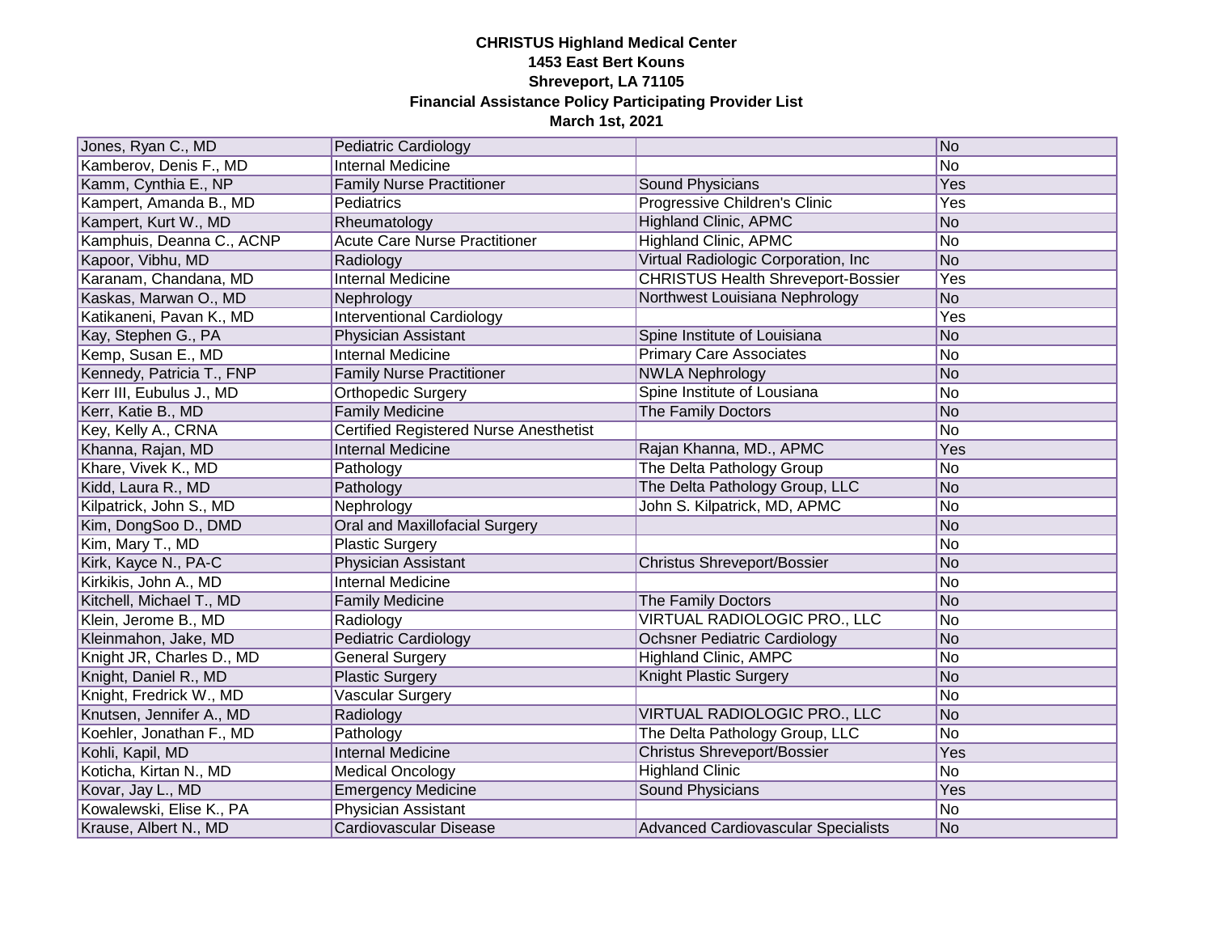**CHRISTUS Highland Medical Center**
**1453 East Bert Kouns**
**Shreveport, LA 71105**
**Financial Assistance Policy Participating Provider List**
**March 1st, 2021**

| | | | |
|---|---|---|---|
| Jones, Ryan C., MD | Pediatric Cardiology | | No |
| Kamberov, Denis F., MD | Internal Medicine | | No |
| Kamm, Cynthia E., NP | Family Nurse Practitioner | Sound Physicians | Yes |
| Kampert, Amanda B., MD | Pediatrics | Progressive Children's Clinic | Yes |
| Kampert, Kurt W., MD | Rheumatology | Highland Clinic, APMC | No |
| Kamphuis, Deanna C., ACNP | Acute Care Nurse Practitioner | Highland Clinic, APMC | No |
| Kapoor, Vibhu, MD | Radiology | Virtual Radiologic Corporation, Inc | No |
| Karanam, Chandana, MD | Internal Medicine | CHRISTUS Health Shreveport-Bossier | Yes |
| Kaskas, Marwan O., MD | Nephrology | Northwest Louisiana Nephrology | No |
| Katikaneni, Pavan K., MD | Interventional Cardiology | | Yes |
| Kay, Stephen G., PA | Physician Assistant | Spine Institute of Louisiana | No |
| Kemp, Susan E., MD | Internal Medicine | Primary Care Associates | No |
| Kennedy, Patricia T., FNP | Family Nurse Practitioner | NWLA Nephrology | No |
| Kerr III, Eubulus J., MD | Orthopedic Surgery | Spine Institute of Lousiana | No |
| Kerr, Katie B., MD | Family Medicine | The Family Doctors | No |
| Key, Kelly A., CRNA | Certified Registered Nurse Anesthetist | | No |
| Khanna, Rajan, MD | Internal Medicine | Rajan Khanna, MD., APMC | Yes |
| Khare, Vivek K., MD | Pathology | The Delta Pathology Group | No |
| Kidd, Laura R., MD | Pathology | The Delta Pathology Group, LLC | No |
| Kilpatrick, John S., MD | Nephrology | John S. Kilpatrick, MD, APMC | No |
| Kim, DongSoo D., DMD | Oral and Maxillofacial Surgery | | No |
| Kim, Mary T., MD | Plastic Surgery | | No |
| Kirk, Kayce N., PA-C | Physician Assistant | Christus Shreveport/Bossier | No |
| Kirkikis, John A., MD | Internal Medicine | | No |
| Kitchell, Michael T., MD | Family Medicine | The Family Doctors | No |
| Klein, Jerome B., MD | Radiology | VIRTUAL RADIOLOGIC PRO., LLC | No |
| Kleinmahon, Jake, MD | Pediatric Cardiology | Ochsner Pediatric Cardiology | No |
| Knight JR, Charles D., MD | General Surgery | Highland Clinic, AMPC | No |
| Knight, Daniel R., MD | Plastic Surgery | Knight Plastic Surgery | No |
| Knight, Fredrick W., MD | Vascular Surgery | | No |
| Knutsen, Jennifer A., MD | Radiology | VIRTUAL RADIOLOGIC PRO., LLC | No |
| Koehler, Jonathan F., MD | Pathology | The Delta Pathology Group, LLC | No |
| Kohli, Kapil, MD | Internal Medicine | Christus Shreveport/Bossier | Yes |
| Koticha, Kirtan N., MD | Medical Oncology | Highland Clinic | No |
| Kovar, Jay L., MD | Emergency Medicine | Sound Physicians | Yes |
| Kowalewski, Elise K., PA | Physician Assistant | | No |
| Krause, Albert N., MD | Cardiovascular Disease | Advanced Cardiovascular Specialists | No |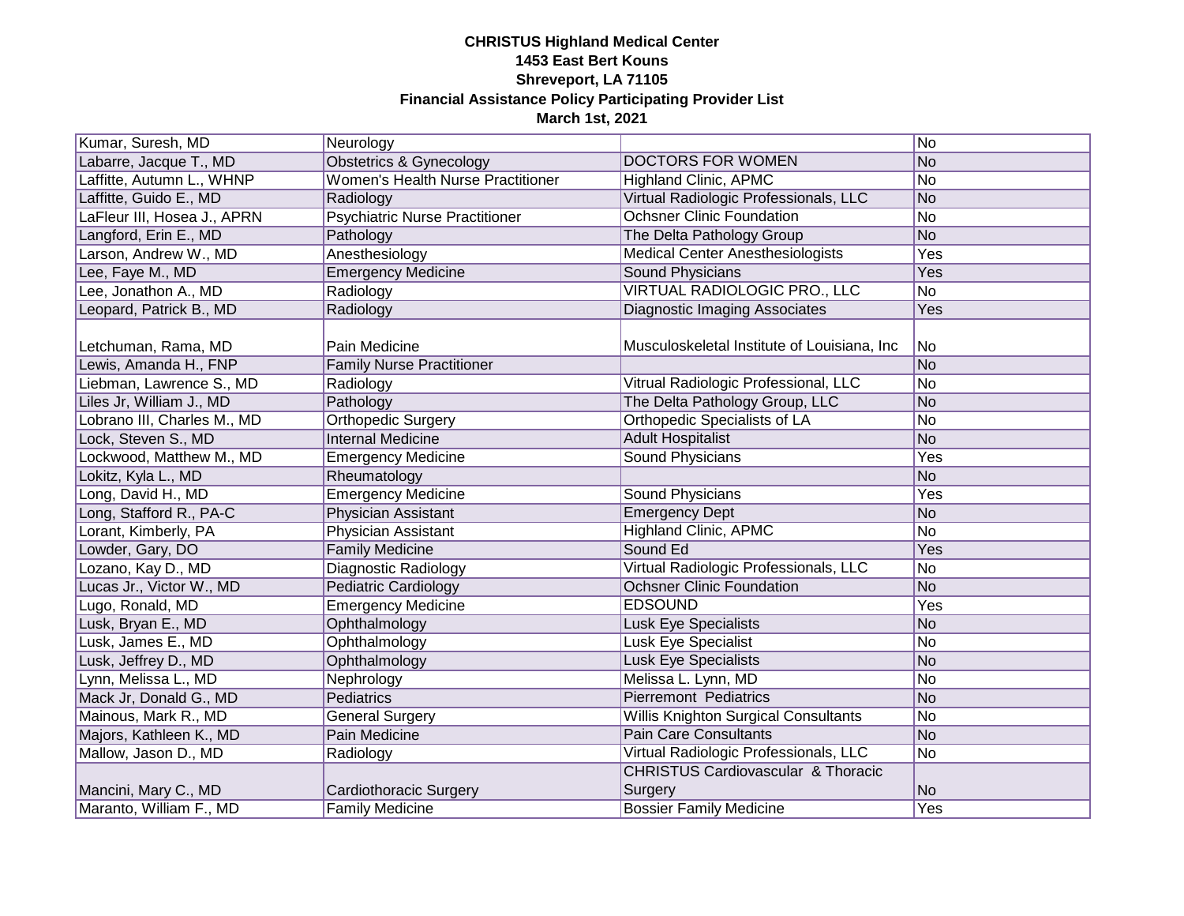**CHRISTUS Highland Medical Center**
**1453 East Bert Kouns**
**Shreveport, LA 71105**
**Financial Assistance Policy Participating Provider List**
**March 1st, 2021**

| | | | |
|---|---|---|---|
| Kumar, Suresh, MD | Neurology | | No |
| Labarre, Jacque T., MD | Obstetrics & Gynecology | DOCTORS FOR WOMEN | No |
| Laffitte, Autumn L., WHNP | Women's Health Nurse Practitioner | Highland Clinic, APMC | No |
| Laffitte, Guido E., MD | Radiology | Virtual Radiologic Professionals, LLC | No |
| LaFleur III, Hosea J., APRN | Psychiatric Nurse Practitioner | Ochsner Clinic Foundation | No |
| Langford, Erin E., MD | Pathology | The Delta Pathology Group | No |
| Larson, Andrew W., MD | Anesthesiology | Medical Center Anesthesiologists | Yes |
| Lee, Faye M., MD | Emergency Medicine | Sound Physicians | Yes |
| Lee, Jonathon A., MD | Radiology | VIRTUAL RADIOLOGIC PRO., LLC | No |
| Leopard, Patrick B., MD | Radiology | Diagnostic Imaging Associates | Yes |
| Letchuman, Rama, MD | Pain Medicine | Musculoskeletal Institute of Louisiana, Inc | No |
| Lewis, Amanda H., FNP | Family Nurse Practitioner | | No |
| Liebman, Lawrence S., MD | Radiology | Vitrual Radiologic Professional, LLC | No |
| Liles Jr, William J., MD | Pathology | The Delta Pathology Group, LLC | No |
| Lobrano III, Charles M., MD | Orthopedic Surgery | Orthopedic Specialists of LA | No |
| Lock, Steven S., MD | Internal Medicine | Adult Hospitalist | No |
| Lockwood, Matthew M., MD | Emergency Medicine | Sound Physicians | Yes |
| Lokitz, Kyla L., MD | Rheumatology | | No |
| Long, David H., MD | Emergency Medicine | Sound Physicians | Yes |
| Long, Stafford R., PA-C | Physician Assistant | Emergency Dept | No |
| Lorant, Kimberly, PA | Physician Assistant | Highland Clinic, APMC | No |
| Lowder, Gary, DO | Family Medicine | Sound Ed | Yes |
| Lozano, Kay D., MD | Diagnostic Radiology | Virtual Radiologic Professionals, LLC | No |
| Lucas Jr., Victor W., MD | Pediatric Cardiology | Ochsner Clinic Foundation | No |
| Lugo, Ronald, MD | Emergency Medicine | EDSOUND | Yes |
| Lusk, Bryan E., MD | Ophthalmology | Lusk Eye Specialists | No |
| Lusk, James E., MD | Ophthalmology | Lusk Eye Specialist | No |
| Lusk, Jeffrey D., MD | Ophthalmology | Lusk Eye Specialists | No |
| Lynn, Melissa L., MD | Nephrology | Melissa L. Lynn, MD | No |
| Mack Jr, Donald G., MD | Pediatrics | Pierremont Pediatrics | No |
| Mainous, Mark R., MD | General Surgery | Willis Knighton Surgical Consultants | No |
| Majors, Kathleen K., MD | Pain Medicine | Pain Care Consultants | No |
| Mallow, Jason D., MD | Radiology | Virtual Radiologic Professionals, LLC | No |
| Mancini, Mary C., MD | Cardiothoracic Surgery | CHRISTUS Cardiovascular & Thoracic Surgery | No |
| Maranto, William F., MD | Family Medicine | Bossier Family Medicine | Yes |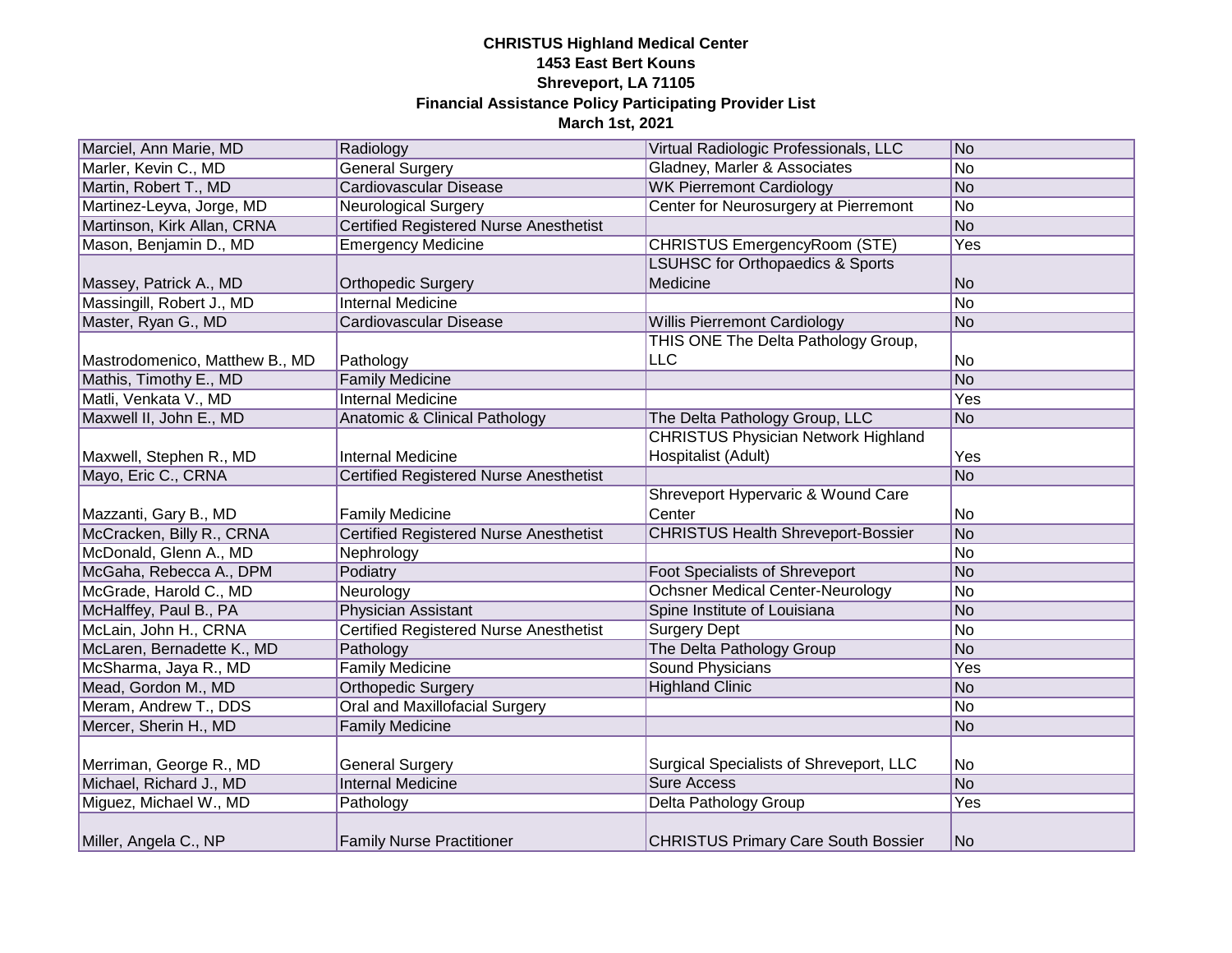**CHRISTUS Highland Medical Center**
**1453 East Bert Kouns**
**Shreveport, LA 71105**
**Financial Assistance Policy Participating Provider List**
**March 1st, 2021**

| | | | |
|---|---|---|---|
| Marciel, Ann Marie, MD | Radiology | Virtual Radiologic Professionals, LLC | No |
| Marler, Kevin C., MD | General Surgery | Gladney, Marler & Associates | No |
| Martin, Robert T., MD | Cardiovascular Disease | WK Pierremont Cardiology | No |
| Martinez-Leyva, Jorge, MD | Neurological Surgery | Center for Neurosurgery at Pierremont | No |
| Martinson, Kirk Allan, CRNA | Certified Registered Nurse Anesthetist | | No |
| Mason, Benjamin D., MD | Emergency Medicine | CHRISTUS EmergencyRoom (STE) | Yes |
| Massey, Patrick A., MD | Orthopedic Surgery | LSUHSC for Orthopaedics & Sports Medicine | No |
| Massingill, Robert J., MD | Internal Medicine | | No |
| Master, Ryan G., MD | Cardiovascular Disease | Willis Pierremont Cardiology | No |
| Mastrodomenico, Matthew B., MD | Pathology | THIS ONE The Delta Pathology Group, LLC | No |
| Mathis, Timothy E., MD | Family Medicine | | No |
| Matli, Venkata V., MD | Internal Medicine | | Yes |
| Maxwell II, John E., MD | Anatomic & Clinical Pathology | The Delta Pathology Group, LLC | No |
| Maxwell, Stephen R., MD | Internal Medicine | CHRISTUS Physician Network Highland Hospitalist (Adult) | Yes |
| Mayo, Eric C., CRNA | Certified Registered Nurse Anesthetist | | No |
| Mazzanti, Gary B., MD | Family Medicine | Shreveport Hypervaric & Wound Care Center | No |
| McCracken, Billy R., CRNA | Certified Registered Nurse Anesthetist | CHRISTUS Health Shreveport-Bossier | No |
| McDonald, Glenn A., MD | Nephrology | | No |
| McGaha, Rebecca A., DPM | Podiatry | Foot Specialists of Shreveport | No |
| McGrade, Harold C., MD | Neurology | Ochsner Medical Center-Neurology | No |
| McHalffey, Paul B., PA | Physician Assistant | Spine Institute of Louisiana | No |
| McLain, John H., CRNA | Certified Registered Nurse Anesthetist | Surgery Dept | No |
| McLaren, Bernadette K., MD | Pathology | The Delta Pathology Group | No |
| McSharma, Jaya R., MD | Family Medicine | Sound Physicians | Yes |
| Mead, Gordon M., MD | Orthopedic Surgery | Highland Clinic | No |
| Meram, Andrew T., DDS | Oral and Maxillofacial Surgery | | No |
| Mercer, Sherin H., MD | Family Medicine | | No |
| Merriman, George R., MD | General Surgery | Surgical Specialists of Shreveport, LLC | No |
| Michael, Richard J., MD | Internal Medicine | Sure Access | No |
| Miguez, Michael W., MD | Pathology | Delta Pathology Group | Yes |
| Miller, Angela C., NP | Family Nurse Practitioner | CHRISTUS Primary Care South Bossier | No |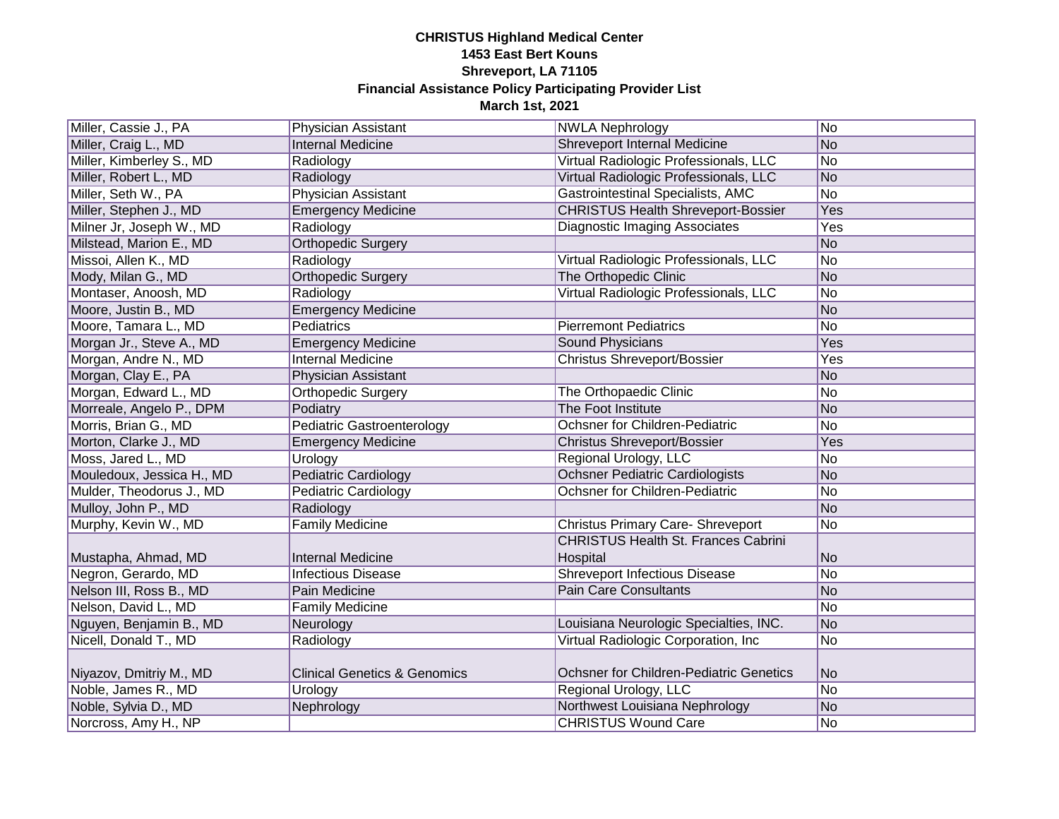**CHRISTUS Highland Medical Center**
**1453 East Bert Kouns**
**Shreveport, LA 71105**
**Financial Assistance Policy Participating Provider List**
**March 1st, 2021**

| | | | |
|---|---|---|---|
| Miller, Cassie J., PA | Physician Assistant | NWLA Nephrology | No |
| Miller, Craig L., MD | Internal Medicine | Shreveport Internal Medicine | No |
| Miller, Kimberley S., MD | Radiology | Virtual Radiologic Professionals, LLC | No |
| Miller, Robert L., MD | Radiology | Virtual Radiologic Professionals, LLC | No |
| Miller, Seth W., PA | Physician Assistant | Gastrointestinal Specialists, AMC | No |
| Miller, Stephen J., MD | Emergency Medicine | CHRISTUS Health Shreveport-Bossier | Yes |
| Milner Jr, Joseph W., MD | Radiology | Diagnostic Imaging Associates | Yes |
| Milstead, Marion E., MD | Orthopedic Surgery | | No |
| Missoi, Allen K., MD | Radiology | Virtual Radiologic Professionals, LLC | No |
| Mody, Milan G., MD | Orthopedic Surgery | The Orthopedic Clinic | No |
| Montaser, Anoosh, MD | Radiology | Virtual Radiologic Professionals, LLC | No |
| Moore, Justin B., MD | Emergency Medicine | | No |
| Moore, Tamara L., MD | Pediatrics | Pierremont Pediatrics | No |
| Morgan Jr., Steve A., MD | Emergency Medicine | Sound Physicians | Yes |
| Morgan, Andre N., MD | Internal Medicine | Christus Shreveport/Bossier | Yes |
| Morgan, Clay E., PA | Physician Assistant | | No |
| Morgan, Edward L., MD | Orthopedic Surgery | The Orthopaedic Clinic | No |
| Morreale, Angelo P., DPM | Podiatry | The Foot Institute | No |
| Morris, Brian G., MD | Pediatric Gastroenterology | Ochsner for Children-Pediatric | No |
| Morton, Clarke J., MD | Emergency Medicine | Christus Shreveport/Bossier | Yes |
| Moss, Jared L., MD | Urology | Regional Urology, LLC | No |
| Mouledoux, Jessica H., MD | Pediatric Cardiology | Ochsner Pediatric Cardiologists | No |
| Mulder, Theodorus J., MD | Pediatric Cardiology | Ochsner for Children-Pediatric | No |
| Mulloy, John P., MD | Radiology | | No |
| Murphy, Kevin W., MD | Family Medicine | Christus Primary Care- Shreveport | No |
| Mustapha, Ahmad, MD | Internal Medicine | CHRISTUS Health St. Frances Cabrini Hospital | No |
| Negron, Gerardo, MD | Infectious Disease | Shreveport Infectious Disease | No |
| Nelson III, Ross B., MD | Pain Medicine | Pain Care Consultants | No |
| Nelson, David L., MD | Family Medicine | | No |
| Nguyen, Benjamin B., MD | Neurology | Louisiana Neurologic Specialties, INC. | No |
| Nicell, Donald T., MD | Radiology | Virtual Radiologic Corporation, Inc | No |
| Niyazov, Dmitriy M., MD | Clinical Genetics & Genomics | Ochsner for Children-Pediatric Genetics | No |
| Noble, James R., MD | Urology | Regional Urology, LLC | No |
| Noble, Sylvia D., MD | Nephrology | Northwest Louisiana Nephrology | No |
| Norcross, Amy H., NP | | CHRISTUS Wound Care | No |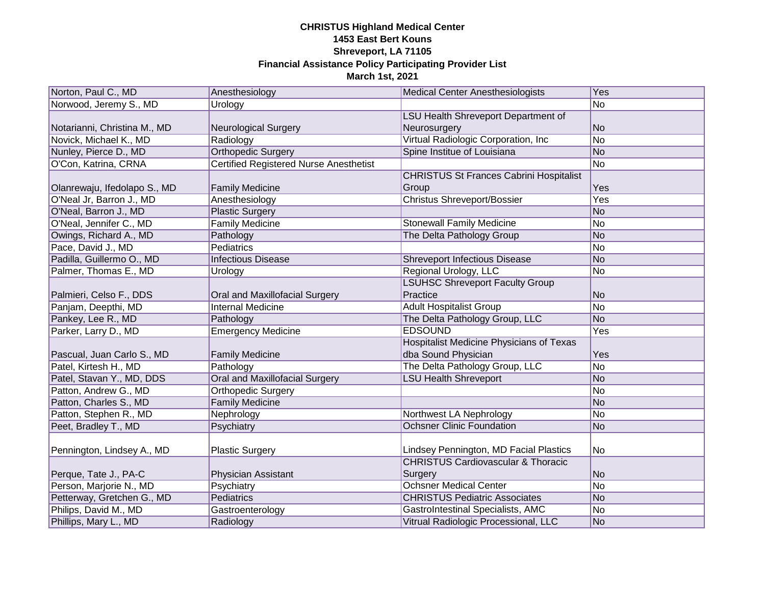**CHRISTUS Highland Medical Center**
**1453 East Bert Kouns**
**Shreveport, LA 71105**
**Financial Assistance Policy Participating Provider List**
**March 1st, 2021**

| | | | |
|---|---|---|---|
| Norton, Paul C., MD | Anesthesiology | Medical Center Anesthesiologists | Yes |
| Norwood, Jeremy S., MD | Urology | | No |
| Notarianni, Christina M., MD | Neurological Surgery | LSU Health Shreveport Department of Neurosurgery | No |
| Novick, Michael K., MD | Radiology | Virtual Radiologic Corporation, Inc | No |
| Nunley, Pierce D., MD | Orthopedic Surgery | Spine Institue of Louisiana | No |
| O'Con, Katrina, CRNA | Certified Registered Nurse Anesthetist | | No |
| Olanrewaju, Ifedolapo S., MD | Family Medicine | CHRISTUS St Frances Cabrini Hospitalist Group | Yes |
| O'Neal Jr, Barron J., MD | Anesthesiology | Christus Shreveport/Bossier | Yes |
| O'Neal, Barron J., MD | Plastic Surgery | | No |
| O'Neal, Jennifer C., MD | Family Medicine | Stonewall Family Medicine | No |
| Owings, Richard A., MD | Pathology | The Delta Pathology Group | No |
| Pace, David J., MD | Pediatrics | | No |
| Padilla, Guillermo O., MD | Infectious Disease | Shreveport Infectious Disease | No |
| Palmer, Thomas E., MD | Urology | Regional Urology, LLC | No |
| Palmieri, Celso F., DDS | Oral and Maxillofacial Surgery | LSUHSC Shreveport Faculty Group Practice | No |
| Panjam, Deepthi, MD | Internal Medicine | Adult Hospitalist Group | No |
| Pankey, Lee R., MD | Pathology | The Delta Pathology Group, LLC | No |
| Parker, Larry D., MD | Emergency Medicine | EDSOUND | Yes |
| Pascual, Juan Carlo S., MD | Family Medicine | Hospitalist Medicine Physicians of Texas dba Sound Physician | Yes |
| Patel, Kirtesh H., MD | Pathology | The Delta Pathology Group, LLC | No |
| Patel, Stavan Y., MD, DDS | Oral and Maxillofacial Surgery | LSU Health Shreveport | No |
| Patton, Andrew G., MD | Orthopedic Surgery | | No |
| Patton, Charles S., MD | Family Medicine | | No |
| Patton, Stephen R., MD | Nephrology | Northwest LA Nephrology | No |
| Peet, Bradley T., MD | Psychiatry | Ochsner Clinic Foundation | No |
| Pennington, Lindsey A., MD | Plastic Surgery | Lindsey Pennington, MD Facial Plastics | No |
| Perque, Tate J., PA-C | Physician Assistant | CHRISTUS Cardiovascular & Thoracic Surgery | No |
| Person, Marjorie N., MD | Psychiatry | Ochsner Medical Center | No |
| Petterway, Gretchen G., MD | Pediatrics | CHRISTUS Pediatric Associates | No |
| Philips, David M., MD | Gastroenterology | GastroIntestinal Specialists, AMC | No |
| Phillips, Mary L., MD | Radiology | Vitrual Radiologic Processional, LLC | No |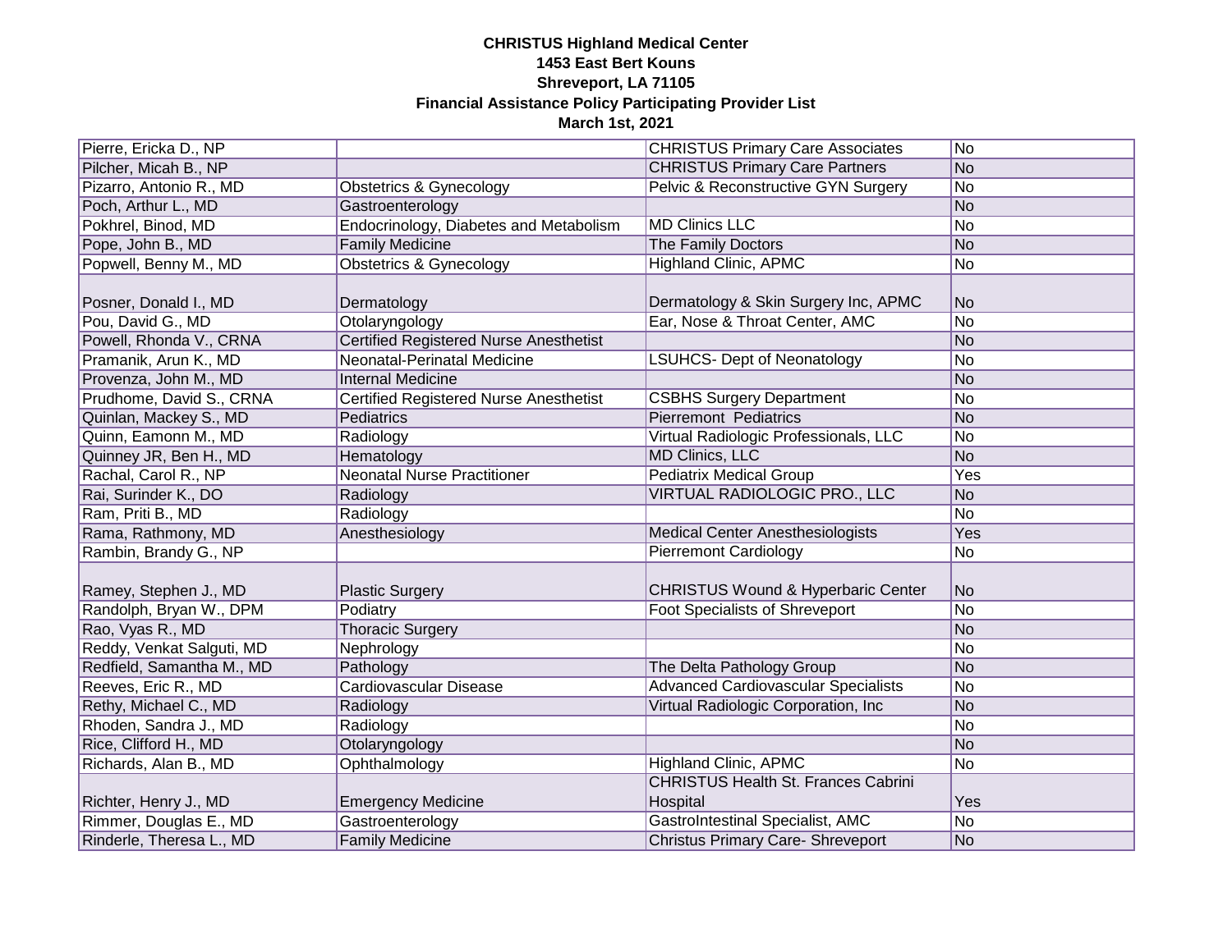**CHRISTUS Highland Medical Center**
**1453 East Bert Kouns**
**Shreveport, LA 71105**
**Financial Assistance Policy Participating Provider List**
**March 1st, 2021**

| | | | |
|---|---|---|---|
| Pierre, Ericka D., NP | | CHRISTUS Primary Care Associates | No |
| Pilcher, Micah B., NP | | CHRISTUS Primary Care Partners | No |
| Pizarro, Antonio R., MD | Obstetrics & Gynecology | Pelvic & Reconstructive GYN Surgery | No |
| Poch, Arthur L., MD | Gastroenterology | | No |
| Pokhrel, Binod, MD | Endocrinology, Diabetes and Metabolism | MD Clinics LLC | No |
| Pope, John B., MD | Family Medicine | The Family Doctors | No |
| Popwell, Benny M., MD | Obstetrics & Gynecology | Highland Clinic, APMC | No |
| Posner, Donald I., MD | Dermatology | Dermatology & Skin Surgery Inc, APMC | No |
| Pou, David G., MD | Otolaryngology | Ear, Nose & Throat Center, AMC | No |
| Powell, Rhonda V., CRNA | Certified Registered Nurse Anesthetist | | No |
| Pramanik, Arun K., MD | Neonatal-Perinatal Medicine | LSUHCS- Dept of Neonatology | No |
| Provenza, John M., MD | Internal Medicine | | No |
| Prudhome, David S., CRNA | Certified Registered Nurse Anesthetist | CSBHS Surgery Department | No |
| Quinlan, Mackey S., MD | Pediatrics | Pierremont Pediatrics | No |
| Quinn, Eamonn M., MD | Radiology | Virtual Radiologic Professionals, LLC | No |
| Quinney JR, Ben H., MD | Hematology | MD Clinics, LLC | No |
| Rachal, Carol R., NP | Neonatal Nurse Practitioner | Pediatrix Medical Group | Yes |
| Rai, Surinder K., DO | Radiology | VIRTUAL RADIOLOGIC PRO., LLC | No |
| Ram, Priti B., MD | Radiology | | No |
| Rama, Rathmony, MD | Anesthesiology | Medical Center Anesthesiologists | Yes |
| Rambin, Brandy G., NP | | Pierremont Cardiology | No |
| Ramey, Stephen J., MD | Plastic Surgery | CHRISTUS Wound & Hyperbaric Center | No |
| Randolph, Bryan W., DPM | Podiatry | Foot Specialists of Shreveport | No |
| Rao, Vyas R., MD | Thoracic Surgery | | No |
| Reddy, Venkat Salguti, MD | Nephrology | | No |
| Redfield, Samantha M., MD | Pathology | The Delta Pathology Group | No |
| Reeves, Eric R., MD | Cardiovascular Disease | Advanced Cardiovascular Specialists | No |
| Rethy, Michael C., MD | Radiology | Virtual Radiologic Corporation, Inc | No |
| Rhoden, Sandra J., MD | Radiology | | No |
| Rice, Clifford H., MD | Otolaryngology | | No |
| Richards, Alan B., MD | Ophthalmology | Highland Clinic, APMC | No |
| Richter, Henry J., MD | Emergency Medicine | CHRISTUS Health St. Frances Cabrini Hospital | Yes |
| Rimmer, Douglas E., MD | Gastroenterology | GastroIntestinal Specialist, AMC | No |
| Rinderle, Theresa L., MD | Family Medicine | Christus Primary Care- Shreveport | No |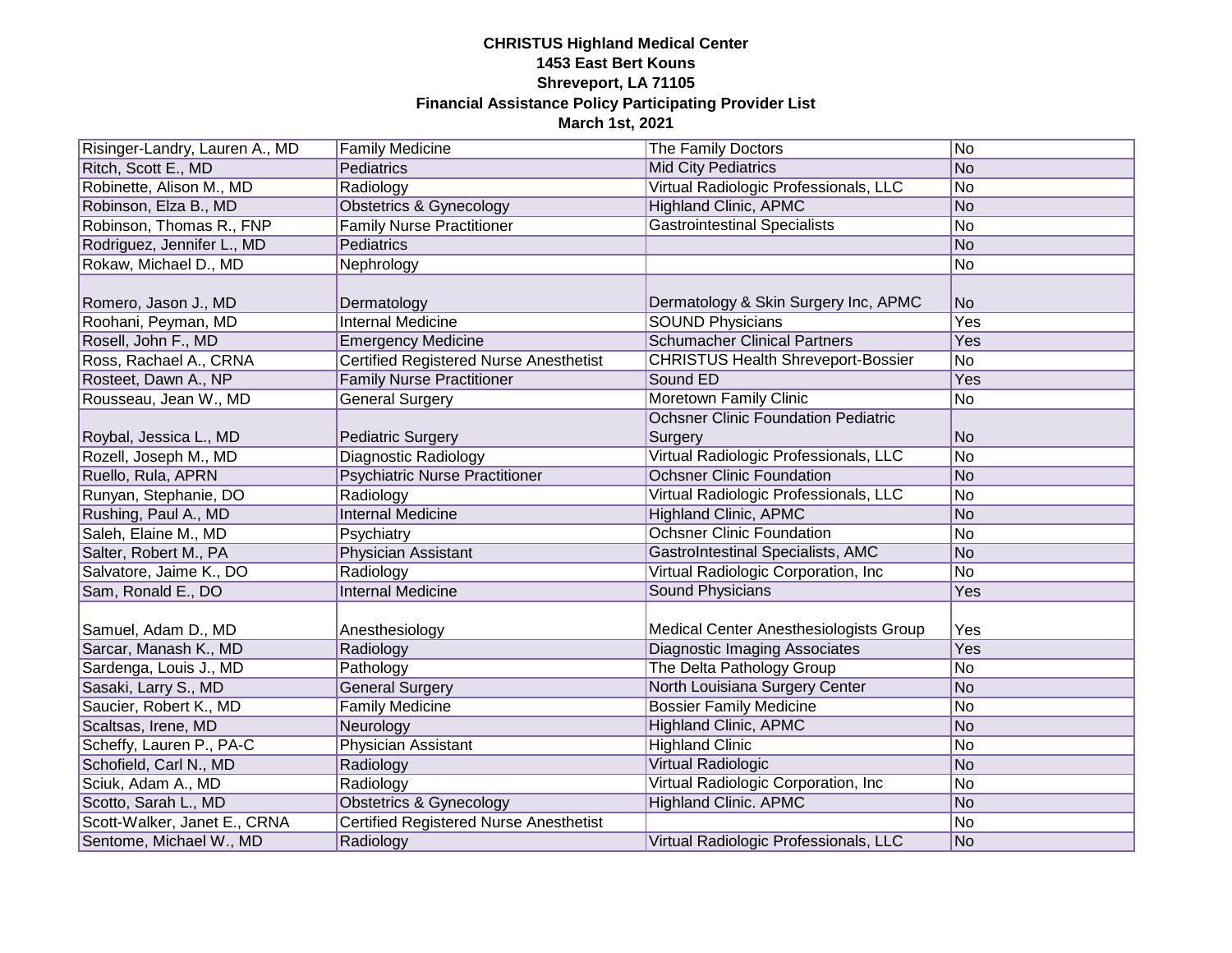**CHRISTUS Highland Medical Center**
**1453 East Bert Kouns**
**Shreveport, LA 71105**
**Financial Assistance Policy Participating Provider List**
**March 1st, 2021**

| | | | |
|---|---|---|---|
| Risinger-Landry, Lauren A., MD | Family Medicine | The Family Doctors | No |
| Ritch, Scott E., MD | Pediatrics | Mid City Pediatrics | No |
| Robinette, Alison M., MD | Radiology | Virtual Radiologic Professionals, LLC | No |
| Robinson, Elza B., MD | Obstetrics & Gynecology | Highland Clinic, APMC | No |
| Robinson, Thomas R., FNP | Family Nurse Practitioner | Gastrointestinal Specialists | No |
| Rodriguez, Jennifer L., MD | Pediatrics | | No |
| Rokaw, Michael D., MD | Nephrology | | No |
| Romero, Jason J., MD | Dermatology | Dermatology & Skin Surgery Inc, APMC | No |
| Roohani, Peyman, MD | Internal Medicine | SOUND Physicians | Yes |
| Rosell, John F., MD | Emergency Medicine | Schumacher Clinical Partners | Yes |
| Ross, Rachael A., CRNA | Certified Registered Nurse Anesthetist | CHRISTUS Health Shreveport-Bossier | No |
| Rosteet, Dawn A., NP | Family Nurse Practitioner | Sound ED | Yes |
| Rousseau, Jean W., MD | General Surgery | Moretown Family Clinic | No |
| Roybal, Jessica L., MD | Pediatric Surgery | Ochsner Clinic Foundation Pediatric Surgery | No |
| Rozell, Joseph M., MD | Diagnostic Radiology | Virtual Radiologic Professionals, LLC | No |
| Ruello, Rula, APRN | Psychiatric Nurse Practitioner | Ochsner Clinic Foundation | No |
| Runyan, Stephanie, DO | Radiology | Virtual Radiologic Professionals, LLC | No |
| Rushing, Paul A., MD | Internal Medicine | Highland Clinic, APMC | No |
| Saleh, Elaine M., MD | Psychiatry | Ochsner Clinic Foundation | No |
| Salter, Robert M., PA | Physician Assistant | GastroIntestinal Specialists, AMC | No |
| Salvatore, Jaime K., DO | Radiology | Virtual Radiologic Corporation, Inc | No |
| Sam, Ronald E., DO | Internal Medicine | Sound Physicians | Yes |
| Samuel, Adam D., MD | Anesthesiology | Medical Center Anesthesiologists Group | Yes |
| Sarcar, Manash K., MD | Radiology | Diagnostic Imaging Associates | Yes |
| Sardenga, Louis J., MD | Pathology | The Delta Pathology Group | No |
| Sasaki, Larry S., MD | General Surgery | North Louisiana Surgery Center | No |
| Saucier, Robert K., MD | Family Medicine | Bossier Family Medicine | No |
| Scaltsas, Irene, MD | Neurology | Highland Clinic, APMC | No |
| Scheffy, Lauren P., PA-C | Physician Assistant | Highland Clinic | No |
| Schofield, Carl N., MD | Radiology | Virtual Radiologic | No |
| Sciuk, Adam A., MD | Radiology | Virtual Radiologic Corporation, Inc | No |
| Scotto, Sarah L., MD | Obstetrics & Gynecology | Highland Clinic. APMC | No |
| Scott-Walker, Janet E., CRNA | Certified Registered Nurse Anesthetist | | No |
| Sentome, Michael W., MD | Radiology | Virtual Radiologic Professionals, LLC | No |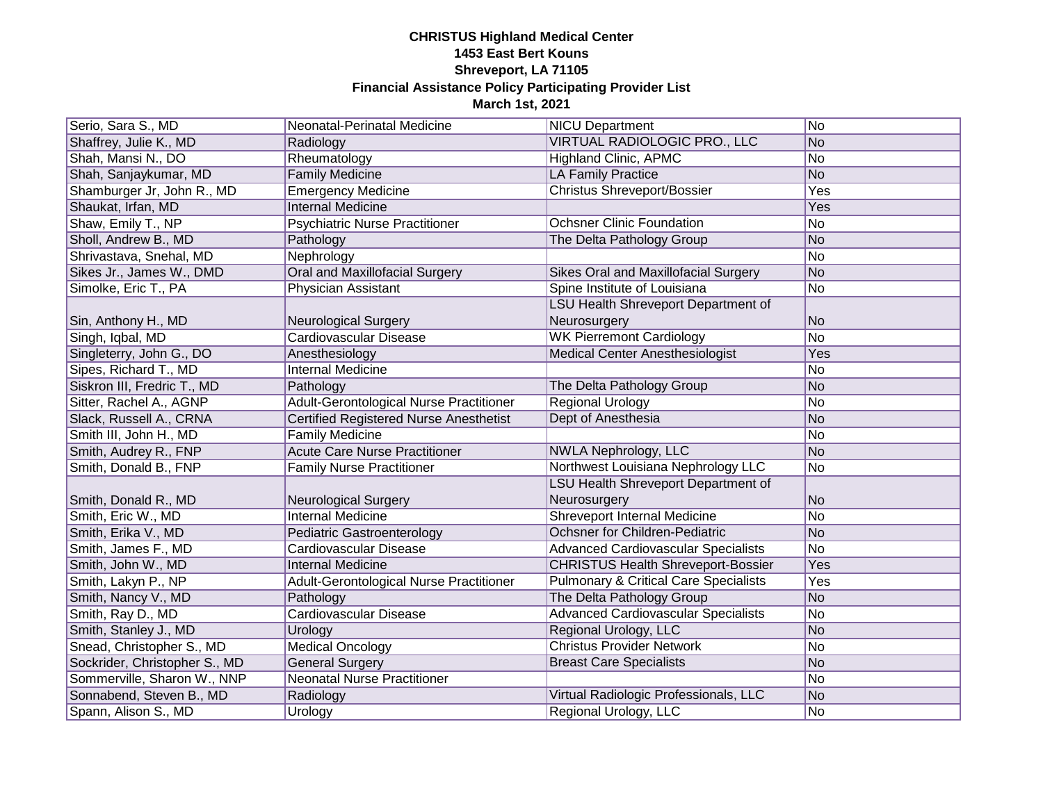**CHRISTUS Highland Medical Center**
**1453 East Bert Kouns**
**Shreveport, LA 71105**
**Financial Assistance Policy Participating Provider List**
**March 1st, 2021**

| | | | |
|---|---|---|---|
| Serio, Sara S., MD | Neonatal-Perinatal Medicine | NICU Department | No |
| Shaffrey, Julie K., MD | Radiology | VIRTUAL RADIOLOGIC PRO., LLC | No |
| Shah, Mansi N., DO | Rheumatology | Highland Clinic, APMC | No |
| Shah, Sanjaykumar, MD | Family Medicine | LA Family Practice | No |
| Shamburger Jr, John R., MD | Emergency Medicine | Christus Shreveport/Bossier | Yes |
| Shaukat, Irfan, MD | Internal Medicine | | Yes |
| Shaw, Emily T., NP | Psychiatric Nurse Practitioner | Ochsner Clinic Foundation | No |
| Sholl, Andrew B., MD | Pathology | The Delta Pathology Group | No |
| Shrivastava, Snehal, MD | Nephrology | | No |
| Sikes Jr., James W., DMD | Oral and Maxillofacial Surgery | Sikes Oral and Maxillofacial Surgery | No |
| Simolke, Eric T., PA | Physician Assistant | Spine Institute of Louisiana | No |
| Sin, Anthony H., MD | Neurological Surgery | LSU Health Shreveport Department of Neurosurgery | No |
| Singh, Iqbal, MD | Cardiovascular Disease | WK Pierremont Cardiology | No |
| Singleterry, John G., DO | Anesthesiology | Medical Center Anesthesiologist | Yes |
| Sipes, Richard T., MD | Internal Medicine | | No |
| Siskron III, Fredric T., MD | Pathology | The Delta Pathology Group | No |
| Sitter, Rachel A., AGNP | Adult-Gerontological Nurse Practitioner | Regional Urology | No |
| Slack, Russell A., CRNA | Certified Registered Nurse Anesthetist | Dept of Anesthesia | No |
| Smith III, John H., MD | Family Medicine | | No |
| Smith, Audrey R., FNP | Acute Care Nurse Practitioner | NWLA Nephrology, LLC | No |
| Smith, Donald B., FNP | Family Nurse Practitioner | Northwest Louisiana Nephrology LLC | No |
| Smith, Donald R., MD | Neurological Surgery | LSU Health Shreveport Department of Neurosurgery | No |
| Smith, Eric W., MD | Internal Medicine | Shreveport Internal Medicine | No |
| Smith, Erika V., MD | Pediatric Gastroenterology | Ochsner for Children-Pediatric | No |
| Smith, James F., MD | Cardiovascular Disease | Advanced Cardiovascular Specialists | No |
| Smith, John W., MD | Internal Medicine | CHRISTUS Health Shreveport-Bossier | Yes |
| Smith, Lakyn P., NP | Adult-Gerontological Nurse Practitioner | Pulmonary & Critical Care Specialists | Yes |
| Smith, Nancy V., MD | Pathology | The Delta Pathology Group | No |
| Smith, Ray D., MD | Cardiovascular Disease | Advanced Cardiovascular Specialists | No |
| Smith, Stanley J., MD | Urology | Regional Urology, LLC | No |
| Snead, Christopher S., MD | Medical Oncology | Christus Provider Network | No |
| Sockrider, Christopher S., MD | General Surgery | Breast Care Specialists | No |
| Sommerville, Sharon W., NNP | Neonatal Nurse Practitioner | | No |
| Sonnabend, Steven B., MD | Radiology | Virtual Radiologic Professionals, LLC | No |
| Spann, Alison S., MD | Urology | Regional Urology, LLC | No |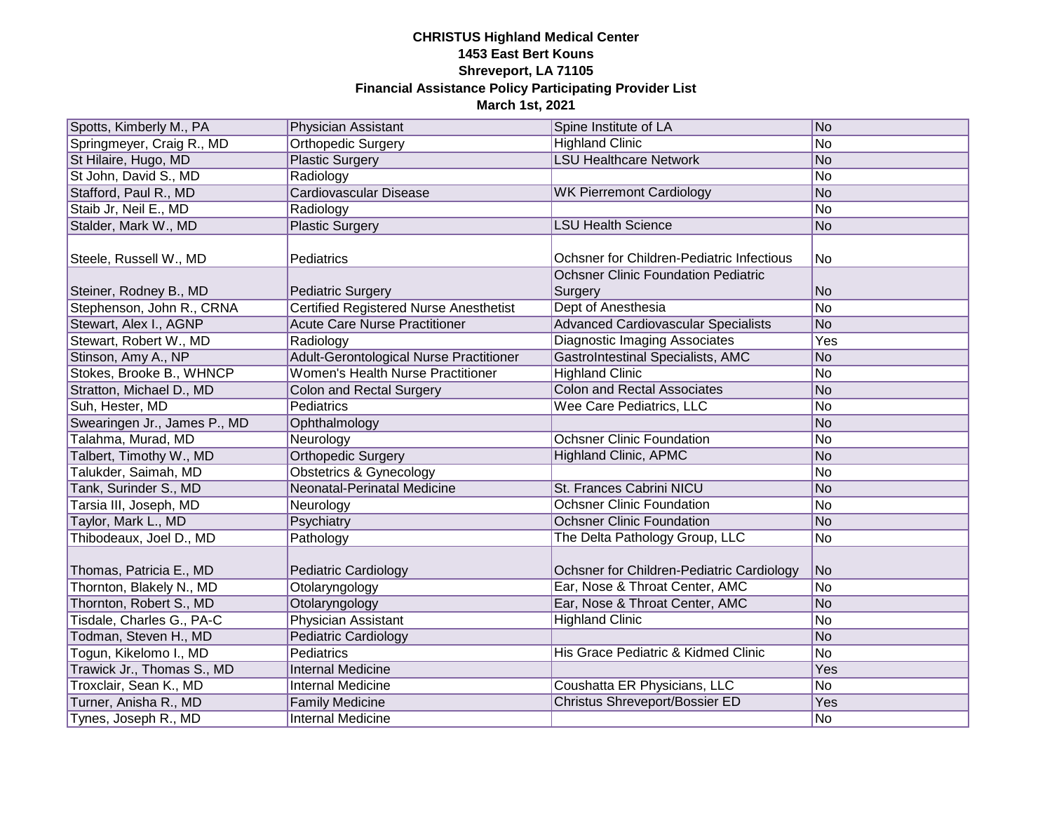**CHRISTUS Highland Medical Center**
**1453 East Bert Kouns**
**Shreveport, LA 71105**
**Financial Assistance Policy Participating Provider List**
**March 1st, 2021**

| | | | |
|---|---|---|---|
| Spotts, Kimberly M., PA | Physician Assistant | Spine Institute of LA | No |
| Springmeyer, Craig R., MD | Orthopedic Surgery | Highland Clinic | No |
| St Hilaire, Hugo, MD | Plastic Surgery | LSU Healthcare Network | No |
| St John, David S., MD | Radiology | | No |
| Stafford, Paul R., MD | Cardiovascular Disease | WK Pierremont Cardiology | No |
| Staib Jr, Neil E., MD | Radiology | | No |
| Stalder, Mark W., MD | Plastic Surgery | LSU Health Science | No |
| Steele, Russell W., MD | Pediatrics | Ochsner for Children-Pediatric Infectious | No |
| Steiner, Rodney B., MD | Pediatric Surgery | Ochsner Clinic Foundation Pediatric Surgery | No |
| Stephenson, John R., CRNA | Certified Registered Nurse Anesthetist | Dept of Anesthesia | No |
| Stewart, Alex I., AGNP | Acute Care Nurse Practitioner | Advanced Cardiovascular Specialists | No |
| Stewart, Robert W., MD | Radiology | Diagnostic Imaging Associates | Yes |
| Stinson, Amy A., NP | Adult-Gerontological Nurse Practitioner | GastroIntestinal Specialists, AMC | No |
| Stokes, Brooke B., WHNCP | Women's Health Nurse Practitioner | Highland Clinic | No |
| Stratton, Michael D., MD | Colon and Rectal Surgery | Colon and Rectal Associates | No |
| Suh, Hester, MD | Pediatrics | Wee Care Pediatrics, LLC | No |
| Swearingen Jr., James P., MD | Ophthalmology | | No |
| Talahma, Murad, MD | Neurology | Ochsner Clinic Foundation | No |
| Talbert, Timothy W., MD | Orthopedic Surgery | Highland Clinic, APMC | No |
| Talukder, Saimah, MD | Obstetrics & Gynecology | | No |
| Tank, Surinder S., MD | Neonatal-Perinatal Medicine | St. Frances Cabrini NICU | No |
| Tarsia III, Joseph, MD | Neurology | Ochsner Clinic Foundation | No |
| Taylor, Mark L., MD | Psychiatry | Ochsner Clinic Foundation | No |
| Thibodeaux, Joel D., MD | Pathology | The Delta Pathology Group, LLC | No |
| Thomas, Patricia E., MD | Pediatric Cardiology | Ochsner for Children-Pediatric Cardiology | No |
| Thornton, Blakely N., MD | Otolaryngology | Ear, Nose & Throat Center, AMC | No |
| Thornton, Robert S., MD | Otolaryngology | Ear, Nose & Throat Center, AMC | No |
| Tisdale, Charles G., PA-C | Physician Assistant | Highland Clinic | No |
| Todman, Steven H., MD | Pediatric Cardiology | | No |
| Togun, Kikelomo I., MD | Pediatrics | His Grace Pediatric & Kidmed Clinic | No |
| Trawick Jr., Thomas S., MD | Internal Medicine | | Yes |
| Troxclair, Sean K., MD | Internal Medicine | Coushatta ER Physicians, LLC | No |
| Turner, Anisha R., MD | Family Medicine | Christus Shreveport/Bossier ED | Yes |
| Tynes, Joseph R., MD | Internal Medicine | | No |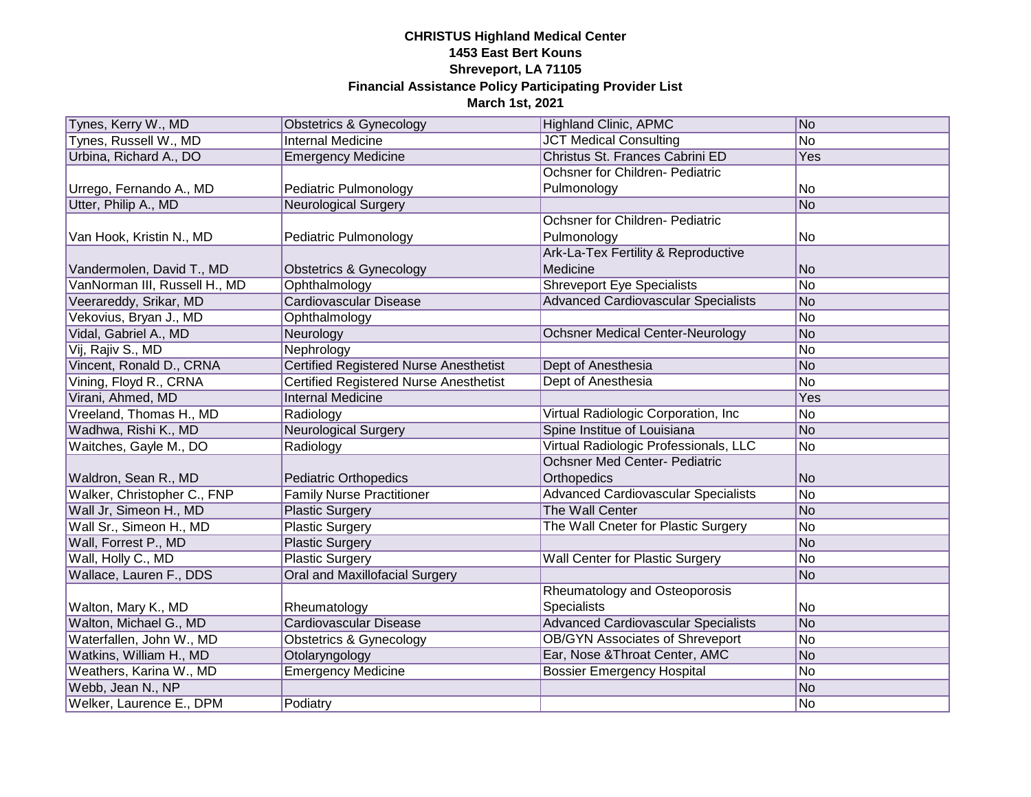**CHRISTUS Highland Medical Center**
**1453 East Bert Kouns**
**Shreveport, LA 71105**
**Financial Assistance Policy Participating Provider List**
**March 1st, 2021**

| | | | |
|---|---|---|---|
| Tynes, Kerry W., MD | Obstetrics & Gynecology | Highland Clinic, APMC | No |
| Tynes, Russell W., MD | Internal Medicine | JCT Medical Consulting | No |
| Urbina, Richard A., DO | Emergency Medicine | Christus St. Frances Cabrini ED | Yes |
| Urrego, Fernando A., MD | Pediatric Pulmonology | Ochsner for Children- Pediatric Pulmonology | No |
| Utter, Philip A., MD | Neurological Surgery | | No |
| Van Hook, Kristin N., MD | Pediatric Pulmonology | Ochsner for Children- Pediatric Pulmonology | No |
| Vandermolen, David T., MD | Obstetrics & Gynecology | Ark-La-Tex Fertility & Reproductive Medicine | No |
| VanNorman III, Russell H., MD | Ophthalmology | Shreveport Eye Specialists | No |
| Veerareddy, Srikar, MD | Cardiovascular Disease | Advanced Cardiovascular Specialists | No |
| Vekovius, Bryan J., MD | Ophthalmology | | No |
| Vidal, Gabriel A., MD | Neurology | Ochsner Medical Center-Neurology | No |
| Vij, Rajiv S., MD | Nephrology | | No |
| Vincent, Ronald D., CRNA | Certified Registered Nurse Anesthetist | Dept of Anesthesia | No |
| Vining, Floyd R., CRNA | Certified Registered Nurse Anesthetist | Dept of Anesthesia | No |
| Virani, Ahmed, MD | Internal Medicine | | Yes |
| Vreeland, Thomas H., MD | Radiology | Virtual Radiologic Corporation, Inc | No |
| Wadhwa, Rishi K., MD | Neurological Surgery | Spine Institue of Louisiana | No |
| Waitches, Gayle M., DO | Radiology | Virtual Radiologic Professionals, LLC | No |
| Waldron, Sean R., MD | Pediatric Orthopedics | Ochsner Med Center- Pediatric Orthopedics | No |
| Walker, Christopher C., FNP | Family Nurse Practitioner | Advanced Cardiovascular Specialists | No |
| Wall Jr, Simeon H., MD | Plastic Surgery | The Wall Center | No |
| Wall Sr., Simeon H., MD | Plastic Surgery | The Wall Cneter for Plastic Surgery | No |
| Wall, Forrest P., MD | Plastic Surgery | | No |
| Wall, Holly C., MD | Plastic Surgery | Wall Center for Plastic Surgery | No |
| Wallace, Lauren F., DDS | Oral and Maxillofacial Surgery | | No |
| Walton, Mary K., MD | Rheumatology | Rheumatology and Osteoporosis Specialists | No |
| Walton, Michael G., MD | Cardiovascular Disease | Advanced Cardiovascular Specialists | No |
| Waterfallen, John W., MD | Obstetrics & Gynecology | OB/GYN Associates of Shreveport | No |
| Watkins, William H., MD | Otolaryngology | Ear, Nose &Throat Center, AMC | No |
| Weathers, Karina W., MD | Emergency Medicine | Bossier Emergency Hospital | No |
| Webb, Jean N., NP | | | No |
| Welker, Laurence E., DPM | Podiatry | | No |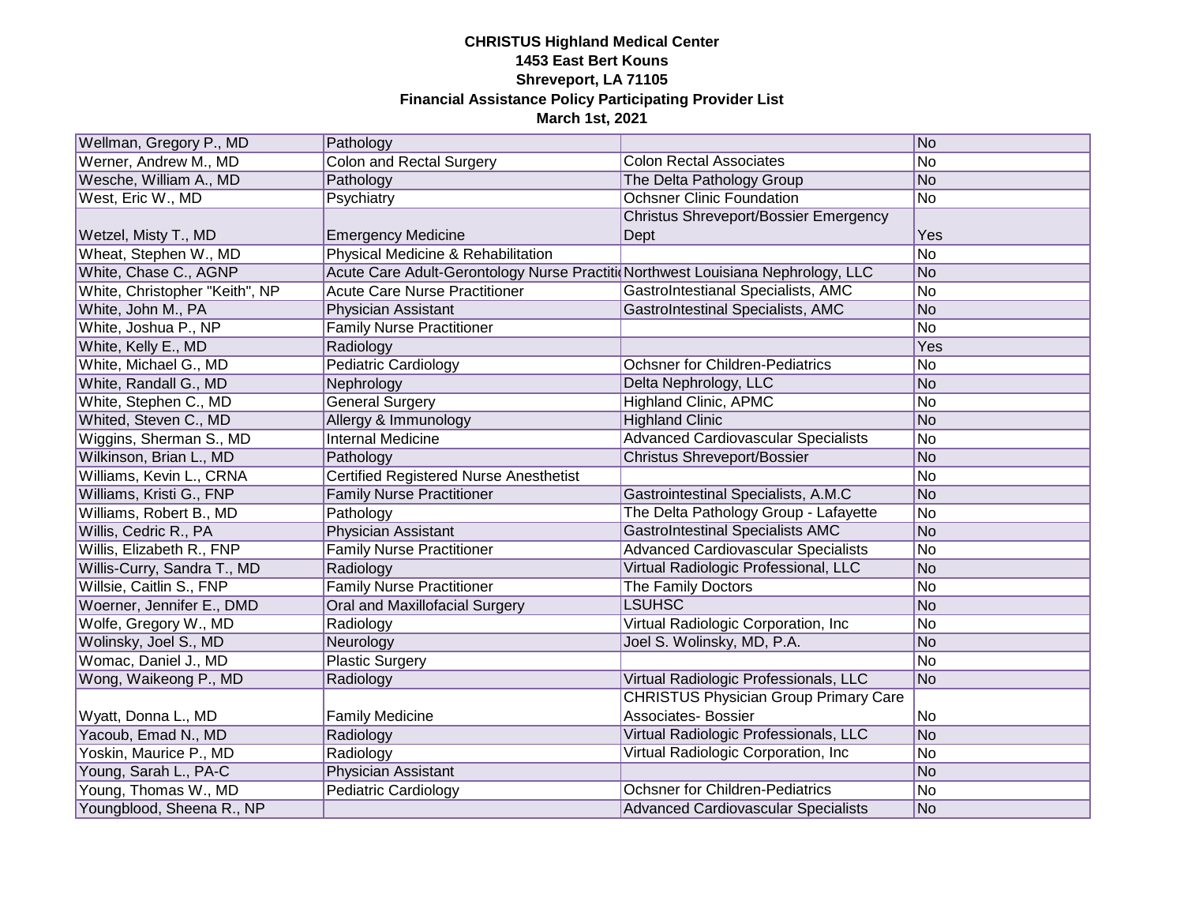**CHRISTUS Highland Medical Center**
**1453 East Bert Kouns**
**Shreveport, LA 71105**
**Financial Assistance Policy Participating Provider List**
**March 1st, 2021**

| | | | |
|---|---|---|---|
| Wellman, Gregory P., MD | Pathology | | No |
| Werner, Andrew M., MD | Colon and Rectal Surgery | Colon Rectal Associates | No |
| Wesche, William A., MD | Pathology | The Delta Pathology Group | No |
| West, Eric W., MD | Psychiatry | Ochsner Clinic Foundation | No |
| Wetzel, Misty T., MD | Emergency Medicine | Christus Shreveport/Bossier Emergency Dept | Yes |
| Wheat, Stephen W., MD | Physical Medicine & Rehabilitation | | No |
| White, Chase C., AGNP | Acute Care Adult-Gerontology Nurse Practiti | Northwest Louisiana Nephrology, LLC | No |
| White, Christopher "Keith", NP | Acute Care Nurse Practitioner | GastroIntestianal Specialists, AMC | No |
| White, John M., PA | Physician Assistant | GastroIntestinal Specialists, AMC | No |
| White, Joshua P., NP | Family Nurse Practitioner | | No |
| White, Kelly E., MD | Radiology | | Yes |
| White, Michael G., MD | Pediatric Cardiology | Ochsner for Children-Pediatrics | No |
| White, Randall G., MD | Nephrology | Delta Nephrology, LLC | No |
| White, Stephen C., MD | General Surgery | Highland Clinic, APMC | No |
| Whited, Steven C., MD | Allergy & Immunology | Highland Clinic | No |
| Wiggins, Sherman S., MD | Internal Medicine | Advanced Cardiovascular Specialists | No |
| Wilkinson, Brian L., MD | Pathology | Christus Shreveport/Bossier | No |
| Williams, Kevin L., CRNA | Certified Registered Nurse Anesthetist | | No |
| Williams, Kristi G., FNP | Family Nurse Practitioner | Gastrointestinal Specialists, A.M.C | No |
| Williams, Robert B., MD | Pathology | The Delta Pathology Group - Lafayette | No |
| Willis, Cedric R., PA | Physician Assistant | GastroIntestinal Specialists AMC | No |
| Willis, Elizabeth R., FNP | Family Nurse Practitioner | Advanced Cardiovascular Specialists | No |
| Willis-Curry, Sandra T., MD | Radiology | Virtual Radiologic Professional, LLC | No |
| Willsie, Caitlin S., FNP | Family Nurse Practitioner | The Family Doctors | No |
| Woerner, Jennifer E., DMD | Oral and Maxillofacial Surgery | LSUHSC | No |
| Wolfe, Gregory W., MD | Radiology | Virtual Radiologic Corporation, Inc | No |
| Wolinsky, Joel S., MD | Neurology | Joel S. Wolinsky, MD, P.A. | No |
| Womac, Daniel J., MD | Plastic Surgery | | No |
| Wong, Waikeong P., MD | Radiology | Virtual Radiologic Professionals, LLC | No |
| Wyatt, Donna L., MD | Family Medicine | CHRISTUS Physician Group Primary Care Associates- Bossier | No |
| Yacoub, Emad N., MD | Radiology | Virtual Radiologic Professionals, LLC | No |
| Yoskin, Maurice P., MD | Radiology | Virtual Radiologic Corporation, Inc | No |
| Young, Sarah L., PA-C | Physician Assistant | | No |
| Young, Thomas W., MD | Pediatric Cardiology | Ochsner for Children-Pediatrics | No |
| Youngblood, Sheena R., NP | | Advanced Cardiovascular Specialists | No |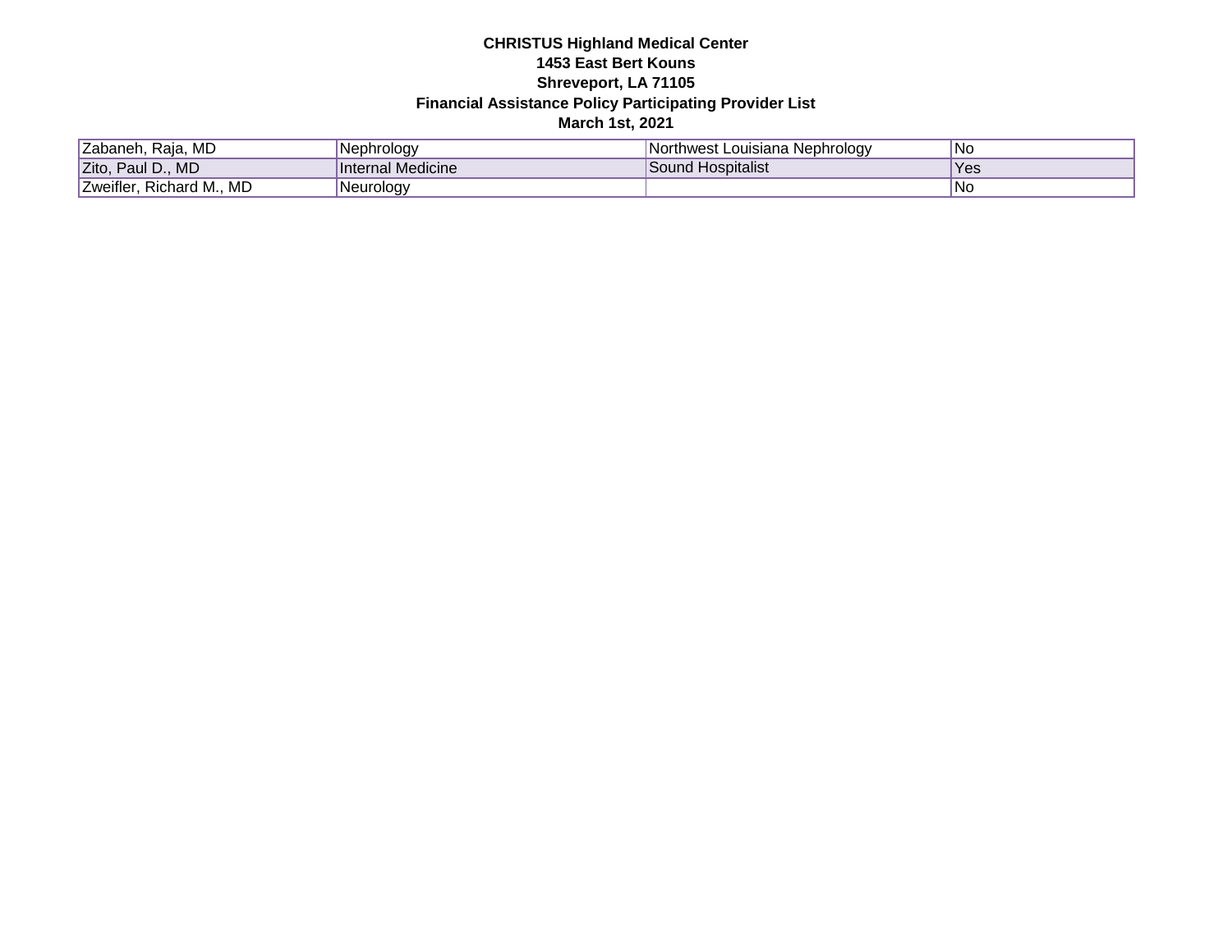**CHRISTUS Highland Medical Center**
**1453 East Bert Kouns**
**Shreveport, LA 71105**
**Financial Assistance Policy Participating Provider List**
**March 1st, 2021**

| | | | |
|---|---|---|---|
| Zabaneh, Raja, MD | Nephrology | Northwest Louisiana Nephrology | No |
| Zito, Paul D., MD | Internal Medicine | Sound Hospitalist | Yes |
| Zweifler, Richard M., MD | Neurology | | No |